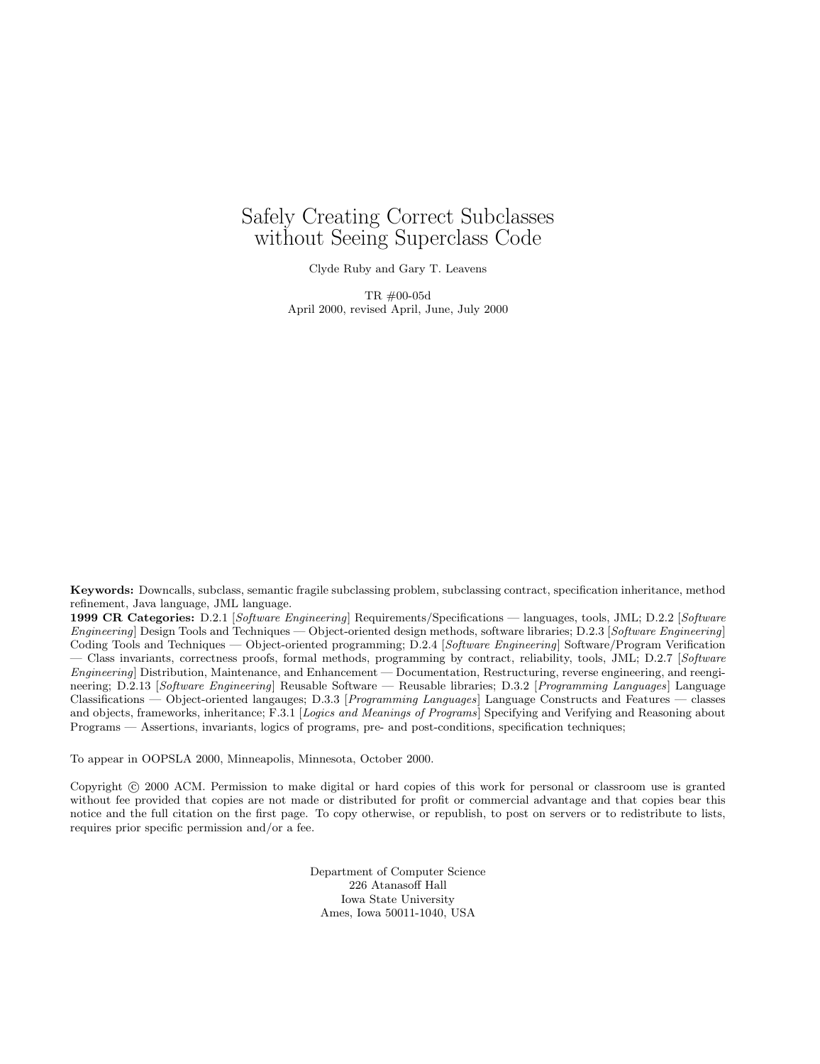# Safely Creating Correct Subclasses without Seeing Superclass Code

Clyde Ruby and Gary T. Leavens

TR #00-05d
April 2000, revised April, June, July 2000

**Keywords:** Downcalls, subclass, semantic fragile subclassing problem, subclassing contract, specification inheritance, method refinement, Java language, JML language.
**1999 CR Categories:** D.2.1 [*Software Engineering*] Requirements/Specifications — languages, tools, JML; D.2.2 [*Software Engineering*] Design Tools and Techniques — Object-oriented design methods, software libraries; D.2.3 [*Software Engineering*] Coding Tools and Techniques — Object-oriented programming; D.2.4 [*Software Engineering*] Software/Program Verification — Class invariants, correctness proofs, formal methods, programming by contract, reliability, tools, JML; D.2.7 [*Software Engineering*] Distribution, Maintenance, and Enhancement — Documentation, Restructuring, reverse engineering, and reengineering; D.2.13 [*Software Engineering*] Reusable Software — Reusable libraries; D.3.2 [*Programming Languages*] Language Classifications — Object-oriented langauges; D.3.3 [*Programming Languages*] Language Constructs and Features — classes and objects, frameworks, inheritance; F.3.1 [*Logics and Meanings of Programs*] Specifying and Verifying and Reasoning about Programs — Assertions, invariants, logics of programs, pre- and post-conditions, specification techniques;

To appear in OOPSLA 2000, Minneapolis, Minnesota, October 2000.

Copyright © 2000 ACM. Permission to make digital or hard copies of this work for personal or classroom use is granted without fee provided that copies are not made or distributed for profit or commercial advantage and that copies bear this notice and the full citation on the first page. To copy otherwise, or republish, to post on servers or to redistribute to lists, requires prior specific permission and/or a fee.

Department of Computer Science
226 Atanasoff Hall
Iowa State University
Ames, Iowa 50011-1040, USA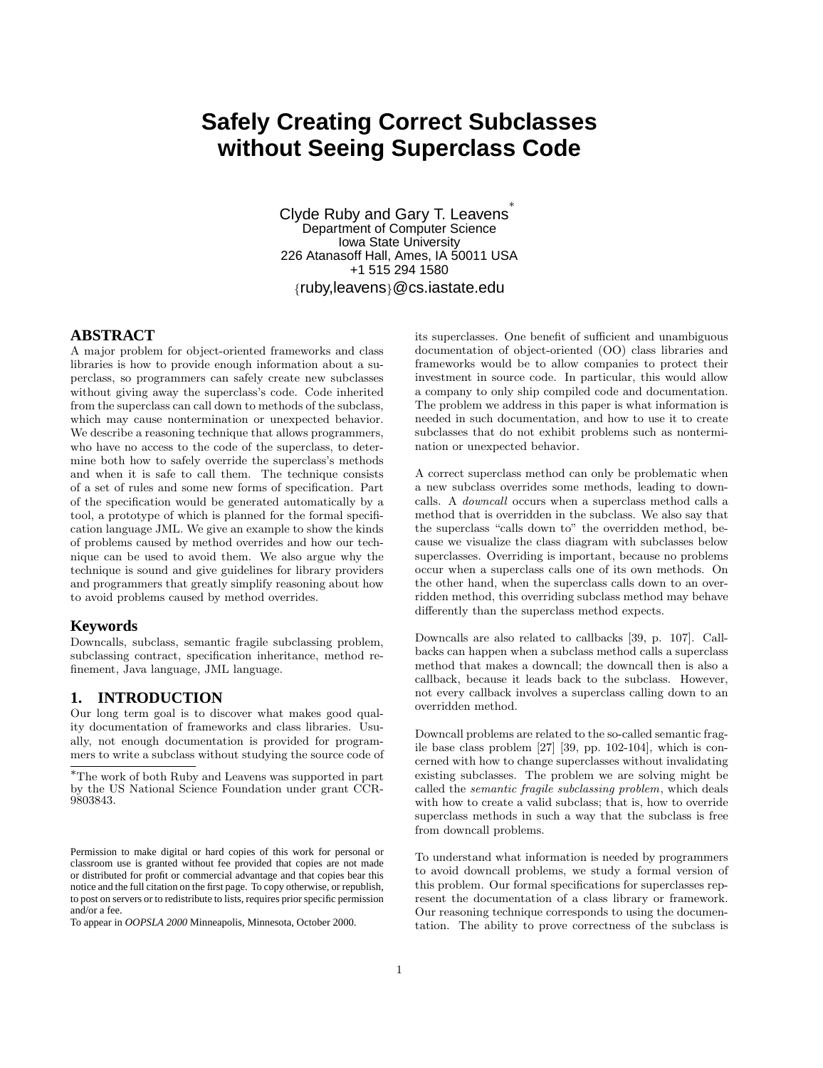# Safely Creating Correct Subclasses without Seeing Superclass Code

Clyde Ruby and Gary T. Leavens[*]
Department of Computer Science
Iowa State University
226 Atanasoff Hall, Ames, IA 50011 USA
+1 515 294 1580
{ruby,leavens}@cs.iastate.edu

## ABSTRACT

A major problem for object-oriented frameworks and class libraries is how to provide enough information about a superclass, so programmers can safely create new subclasses without giving away the superclass's code. Code inherited from the superclass can call down to methods of the subclass, which may cause nontermination or unexpected behavior. We describe a reasoning technique that allows programmers, who have no access to the code of the superclass, to determine both how to safely override the superclass's methods and when it is safe to call them. The technique consists of a set of rules and some new forms of specification. Part of the specification would be generated automatically by a tool, a prototype of which is planned for the formal specification language JML. We give an example to show the kinds of problems caused by method overrides and how our technique can be used to avoid them. We also argue why the technique is sound and give guidelines for library providers and programmers that greatly simplify reasoning about how to avoid problems caused by method overrides.

## Keywords

Downcalls, subclass, semantic fragile subclassing problem, subclassing contract, specification inheritance, method refinement, Java language, JML language.

## 1. INTRODUCTION

Our long term goal is to discover what makes good quality documentation of frameworks and class libraries. Usually, not enough documentation is provided for programmers to write a subclass without studying the source code of its superclasses. One benefit of sufficient and unambiguous documentation of object-oriented (OO) class libraries and frameworks would be to allow companies to protect their investment in source code. In particular, this would allow a company to only ship compiled code and documentation. The problem we address in this paper is what information is needed in such documentation, and how to use it to create subclasses that do not exhibit problems such as nontermination or unexpected behavior.

A correct superclass method can only be problematic when a new subclass overrides some methods, leading to downcalls. A *downcall* occurs when a superclass method calls a method that is overridden in the subclass. We also say that the superclass "calls down to" the overridden method, because we visualize the class diagram with subclasses below superclasses. Overriding is important, because no problems occur when a superclass calls one of its own methods. On the other hand, when the superclass calls down to an overridden method, this overriding subclass method may behave differently than the superclass method expects.

Downcalls are also related to callbacks [39, p. 107]. Callbacks can happen when a subclass method calls a superclass method that makes a downcall; the downcall then is also a callback, because it leads back to the subclass. However, not every callback involves a superclass calling down to an overridden method.

Downcall problems are related to the so-called semantic fragile base class problem [27] [39, pp. 102-104], which is concerned with how to change superclasses without invalidating existing subclasses. The problem we are solving might be called the *semantic fragile subclassing problem*, which deals with how to create a valid subclass; that is, how to override superclass methods in such a way that the subclass is free from downcall problems.

To understand what information is needed by programmers to avoid downcall problems, we study a formal version of this problem. Our formal specifications for superclasses represent the documentation of a class library or framework. Our reasoning technique corresponds to using the documentation. The ability to prove correctness of the subclass is

[*]The work of both Ruby and Leavens was supported in part by the US National Science Foundation under grant CCR-9803843.

Permission to make digital or hard copies of this work for personal or classroom use is granted without fee provided that copies are not made or distributed for profit or commercial advantage and that copies bear this notice and the full citation on the first page. To copy otherwise, or republish, to post on servers or to redistribute to lists, requires prior specific permission and/or a fee.

To appear in *OOPSLA 2000* Minneapolis, Minnesota, October 2000.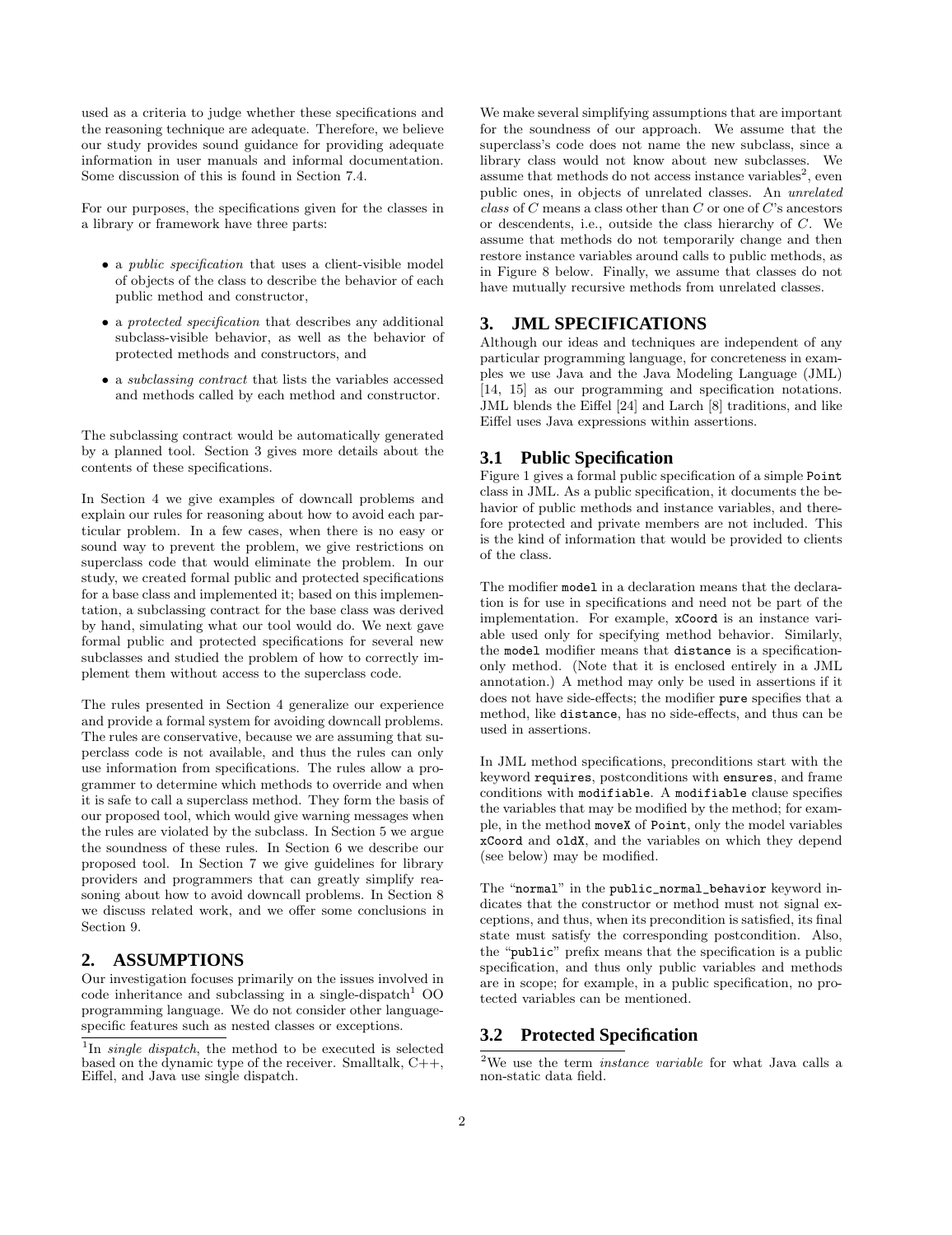used as a criteria to judge whether these specifications and the reasoning technique are adequate. Therefore, we believe our study provides sound guidance for providing adequate information in user manuals and informal documentation. Some discussion of this is found in Section 7.4.

For our purposes, the specifications given for the classes in a library or framework have three parts:

- a *public specification* that uses a client-visible model of objects of the class to describe the behavior of each public method and constructor,
- a *protected specification* that describes any additional subclass-visible behavior, as well as the behavior of protected methods and constructors, and
- a *subclassing contract* that lists the variables accessed and methods called by each method and constructor.

The subclassing contract would be automatically generated by a planned tool. Section 3 gives more details about the contents of these specifications.

In Section 4 we give examples of downcall problems and explain our rules for reasoning about how to avoid each particular problem. In a few cases, when there is no easy or sound way to prevent the problem, we give restrictions on superclass code that would eliminate the problem. In our study, we created formal public and protected specifications for a base class and implemented it; based on this implementation, a subclassing contract for the base class was derived by hand, simulating what our tool would do. We next gave formal public and protected specifications for several new subclasses and studied the problem of how to correctly implement them without access to the superclass code.

The rules presented in Section 4 generalize our experience and provide a formal system for avoiding downcall problems. The rules are conservative, because we are assuming that superclass code is not available, and thus the rules can only use information from specifications. The rules allow a programmer to determine which methods to override and when it is safe to call a superclass method. They form the basis of our proposed tool, which would give warning messages when the rules are violated by the subclass. In Section 5 we argue the soundness of these rules. In Section 6 we describe our proposed tool. In Section 7 we give guidelines for library providers and programmers that can greatly simplify reasoning about how to avoid downcall problems. In Section 8 we discuss related work, and we offer some conclusions in Section 9.

## 2. ASSUMPTIONS

Our investigation focuses primarily on the issues involved in code inheritance and subclassing in a single-dispatch[1] OO programming language. We do not consider other language-specific features such as nested classes or exceptions.

We make several simplifying assumptions that are important for the soundness of our approach. We assume that the superclass's code does not name the new subclass, since a library class would not know about new subclasses. We assume that methods do not access instance variables[2], even public ones, in objects of unrelated classes. An *unrelated class* of $C$ means a class other than $C$ or one of $C$'s ancestors or descendents, i.e., outside the class hierarchy of $C$. We assume that methods do not temporarily change and then restore instance variables around calls to public methods, as in Figure 8 below. Finally, we assume that classes do not have mutually recursive methods from unrelated classes.

## 3. JML SPECIFICATIONS

Although our ideas and techniques are independent of any particular programming language, for concreteness in examples we use Java and the Java Modeling Language (JML) [14, 15] as our programming and specification notations. JML blends the Eiffel [24] and Larch [8] traditions, and like Eiffel uses Java expressions within assertions.

### 3.1 Public Specification

Figure 1 gives a formal public specification of a simple `Point` class in JML. As a public specification, it documents the behavior of public methods and instance variables, and therefore protected and private members are not included. This is the kind of information that would be provided to clients of the class.

The modifier `model` in a declaration means that the declaration is for use in specifications and need not be part of the implementation. For example, `xCoord` is an instance variable used only for specifying method behavior. Similarly, the `model` modifier means that `distance` is a specification-only method. (Note that it is enclosed entirely in a JML annotation.) A method may only be used in assertions if it does not have side-effects; the modifier `pure` specifies that a method, like `distance`, has no side-effects, and thus can be used in assertions.

In JML method specifications, preconditions start with the keyword `requires`, postconditions with `ensures`, and frame conditions with `modifiable`. A `modifiable` clause specifies the variables that may be modified by the method; for example, in the method `moveX` of `Point`, only the model variables `xCoord` and `oldX`, and the variables on which they depend (see below) may be modified.

The "`normal`" in the `public_normal_behavior` keyword indicates that the constructor or method must not signal exceptions, and thus, when its precondition is satisfied, its final state must satisfy the corresponding postcondition. Also, the "`public`" prefix means that the specification is a public specification, and thus only public variables and methods are in scope; for example, in a public specification, no protected variables can be mentioned.

### 3.2 Protected Specification

[1] In *single dispatch*, the method to be executed is selected based on the dynamic type of the receiver. Smalltalk, C++, Eiffel, and Java use single dispatch.

[2] We use the term *instance variable* for what Java calls a non-static data field.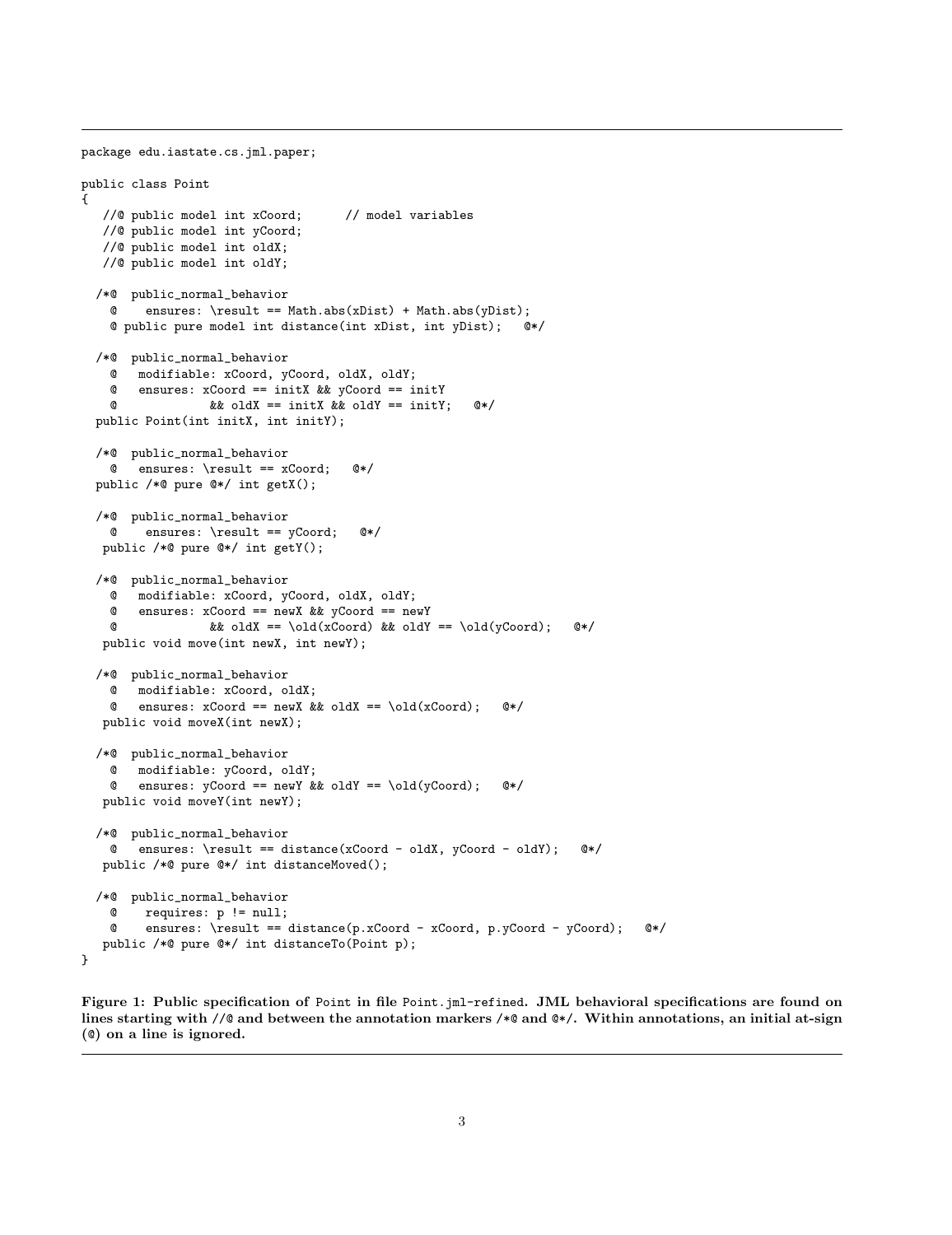```
package edu.iastate.cs.jml.paper;

public class Point
{
   //@ public model int xCoord;      // model variables
   //@ public model int yCoord;
   //@ public model int oldX;
   //@ public model int oldY;

  /*@  public_normal_behavior
    @    ensures: \result == Math.abs(xDist) + Math.abs(yDist);
    @ public pure model int distance(int xDist, int yDist);   @*/

  /*@  public_normal_behavior
    @   modifiable: xCoord, yCoord, oldX, oldY;
    @   ensures: xCoord == initX && yCoord == initY
    @            && oldX == initX && oldY == initY;   @*/
  public Point(int initX, int initY);

  /*@  public_normal_behavior
    @   ensures: \result == xCoord;   @*/
  public /*@ pure @*/ int getX();

  /*@  public_normal_behavior
    @    ensures: \result == yCoord;   @*/
   public /*@ pure @*/ int getY();

  /*@  public_normal_behavior
    @   modifiable: xCoord, yCoord, oldX, oldY;
    @   ensures: xCoord == newX && yCoord == newY
    @            && oldX == \old(xCoord) && oldY == \old(yCoord);   @*/
   public void move(int newX, int newY);

  /*@  public_normal_behavior
    @   modifiable: xCoord, oldX;
    @   ensures: xCoord == newX && oldX == \old(xCoord);   @*/
   public void moveX(int newX);

  /*@  public_normal_behavior
    @   modifiable: yCoord, oldY;
    @   ensures: yCoord == newY && oldY == \old(yCoord);   @*/
   public void moveY(int newY);

  /*@  public_normal_behavior
    @   ensures: \result == distance(xCoord - oldX, yCoord - oldY);   @*/
   public /*@ pure @*/ int distanceMoved();

  /*@  public_normal_behavior
    @    requires: p != null;
    @    ensures: \result == distance(p.xCoord - xCoord, p.yCoord - yCoord);   @*/
   public /*@ pure @*/ int distanceTo(Point p);
}
```

**Figure 1: Public specification of `Point` in file `Point.jml-refined`. JML behavioral specifications are found on lines starting with `//@` and between the annotation markers `/*@` and `@*/`. Within annotations, an initial at-sign (`@`) on a line is ignored.**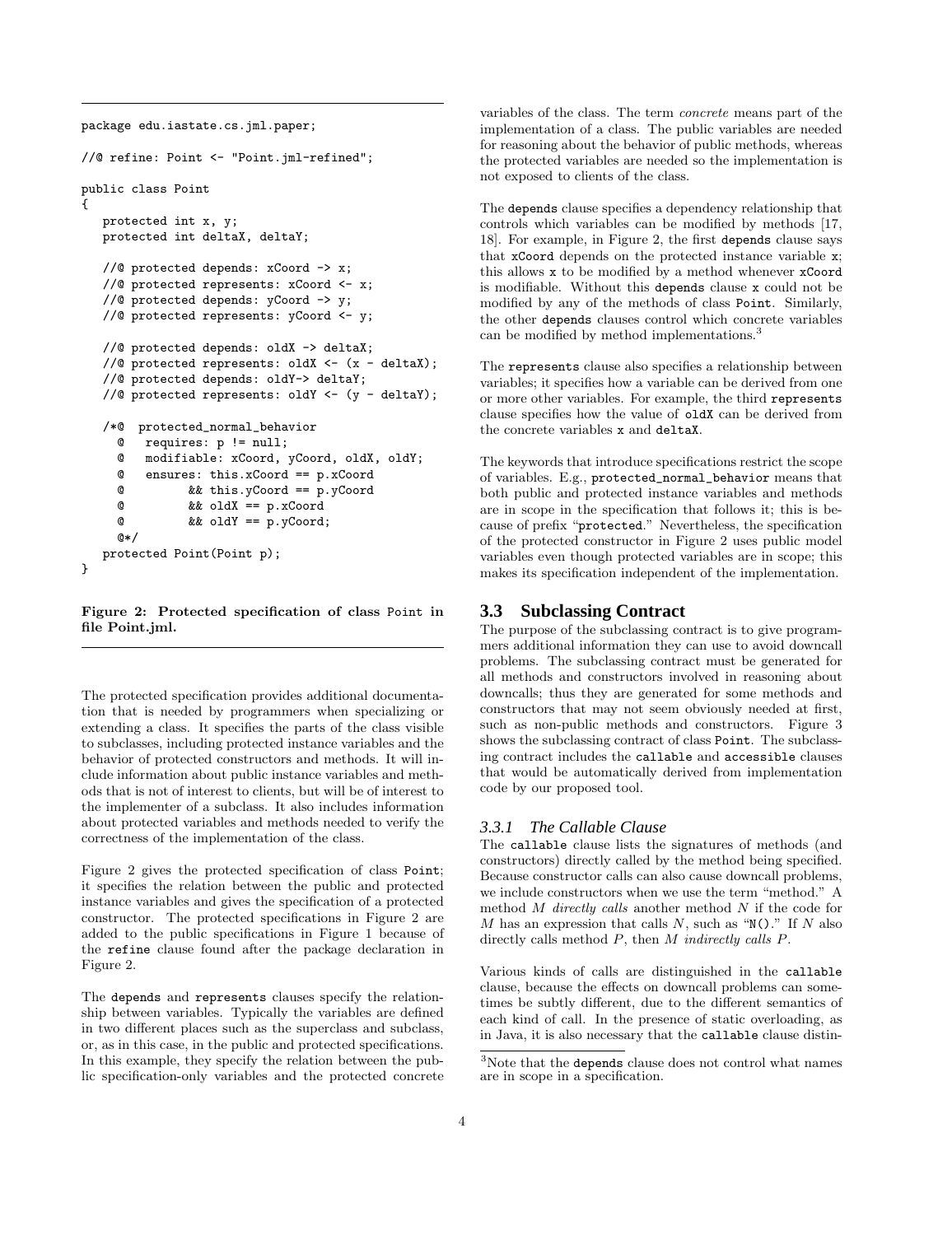```
package edu.iastate.cs.jml.paper;

//@ refine: Point <- "Point.jml-refined";

public class Point
{
   protected int x, y;
   protected int deltaX, deltaY;

   //@ protected depends: xCoord -> x;
   //@ protected represents: xCoord <- x;
   //@ protected depends: yCoord -> y;
   //@ protected represents: yCoord <- y;

   //@ protected depends: oldX -> deltaX;
   //@ protected represents: oldX <- (x - deltaX);
   //@ protected depends: oldY-> deltaY;
   //@ protected represents: oldY <- (y - deltaY);

   /*@  protected_normal_behavior
     @   requires: p != null;
     @   modifiable: xCoord, yCoord, oldX, oldY;
     @   ensures: this.xCoord == p.xCoord
     @         && this.yCoord == p.yCoord
     @         && oldX == p.xCoord
     @         && oldY == p.yCoord;
     @*/
   protected Point(Point p);
}
```

**Figure 2: Protected specification of class `Point` in file Point.jml.**

The protected specification provides additional documentation that is needed by programmers when specializing or extending a class. It specifies the parts of the class visible to subclasses, including protected instance variables and the behavior of protected constructors and methods. It will include information about public instance variables and methods that is not of interest to clients, but will be of interest to the implementer of a subclass. It also includes information about protected variables and methods needed to verify the correctness of the implementation of the class.

Figure 2 gives the protected specification of class `Point`; it specifies the relation between the public and protected instance variables and gives the specification of a protected constructor. The protected specifications in Figure 2 are added to the public specifications in Figure 1 because of the `refine` clause found after the package declaration in Figure 2.

The `depends` and `represents` clauses specify the relationship between variables. Typically the variables are defined in two different places such as the superclass and subclass, or, as in this case, in the public and protected specifications. In this example, they specify the relation between the public specification-only variables and the protected concrete variables of the class. The term *concrete* means part of the implementation of a class. The public variables are needed for reasoning about the behavior of public methods, whereas the protected variables are needed so the implementation is not exposed to clients of the class.

The `depends` clause specifies a dependency relationship that controls which variables can be modified by methods [17, 18]. For example, in Figure 2, the first `depends` clause says that `xCoord` depends on the protected instance variable `x`; this allows `x` to be modified by a method whenever `xCoord` is modifiable. Without this `depends` clause `x` could not be modified by any of the methods of class `Point`. Similarly, the other `depends` clauses control which concrete variables can be modified by method implementations.[3]

The `represents` clause also specifies a relationship between variables; it specifies how a variable can be derived from one or more other variables. For example, the third `represents` clause specifies how the value of `oldX` can be derived from the concrete variables `x` and `deltaX`.

The keywords that introduce specifications restrict the scope of variables. E.g., `protected_normal_behavior` means that both public and protected instance variables and methods are in scope in the specification that follows it; this is because of prefix "`protected`." Nevertheless, the specification of the protected constructor in Figure 2 uses public model variables even though protected variables are in scope; this makes its specification independent of the implementation.

## 3.3 Subclassing Contract

The purpose of the subclassing contract is to give programmers additional information they can use to avoid downcall problems. The subclassing contract must be generated for all methods and constructors involved in reasoning about downcalls; thus they are generated for some methods and constructors that may not seem obviously needed at first, such as non-public methods and constructors. Figure 3 shows the subclassing contract of class `Point`. The subclassing contract includes the `callable` and `accessible` clauses that would be automatically derived from implementation code by our proposed tool.

### 3.3.1 The Callable Clause

The `callable` clause lists the signatures of methods (and constructors) directly called by the method being specified. Because constructor calls can also cause downcall problems, we include constructors when we use the term "method." A method $M$ *directly calls* another method $N$ if the code for $M$ has an expression that calls $N$, such as "`N()`." If $N$ also directly calls method $P$, then $M$ *indirectly calls* $P$.

Various kinds of calls are distinguished in the `callable` clause, because the effects on downcall problems can sometimes be subtly different, due to the different semantics of each kind of call. In the presence of static overloading, as in Java, it is also necessary that the `callable` clause distin-

[3] Note that the `depends` clause does not control what names are in scope in a specification.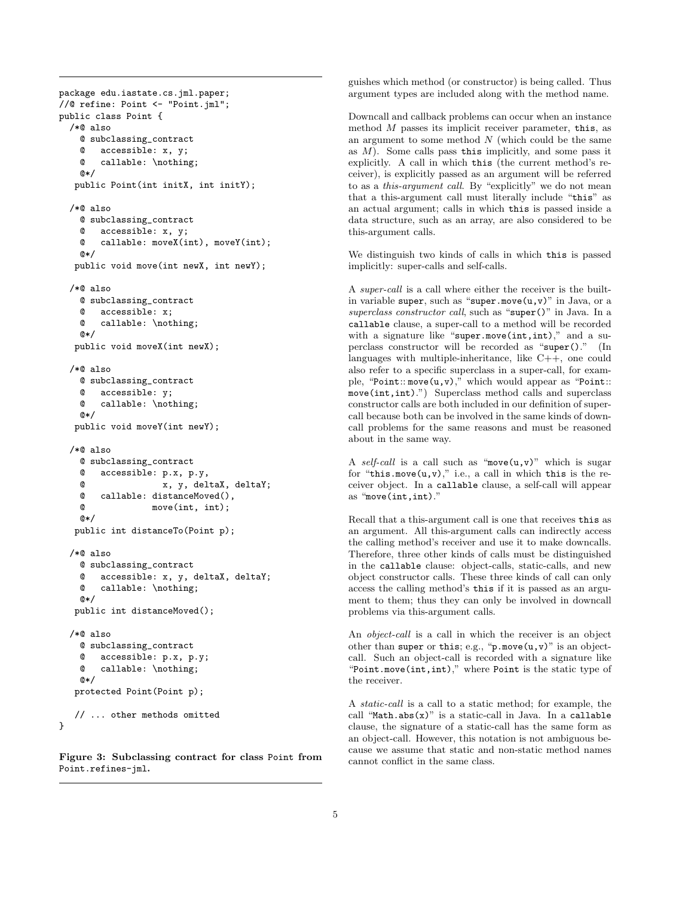```
package edu.iastate.cs.jml.paper;
//@ refine: Point <- "Point.jml";
public class Point {
  /*@ also
    @ subclassing_contract
    @   accessible: x, y;
    @   callable: \nothing;
    @*/
   public Point(int initX, int initY);

  /*@ also
    @ subclassing_contract
    @   accessible: x, y;
    @   callable: moveX(int), moveY(int);
    @*/
   public void move(int newX, int newY);

  /*@ also
    @ subclassing_contract
    @   accessible: x;
    @   callable: \nothing;
    @*/
   public void moveX(int newX);

  /*@ also
    @ subclassing_contract
    @   accessible: y;
    @   callable: \nothing;
    @*/
   public void moveY(int newY);

  /*@ also
    @ subclassing_contract
    @   accessible: p.x, p.y,
    @               x, y, deltaX, deltaY;
    @   callable: distanceMoved(),
    @             move(int, int);
    @*/
   public int distanceTo(Point p);

  /*@ also
    @ subclassing_contract
    @   accessible: x, y, deltaX, deltaY;
    @   callable: \nothing;
    @*/
   public int distanceMoved();

  /*@ also
    @ subclassing_contract
    @   accessible: p.x, p.y;
    @   callable: \nothing;
    @*/
   protected Point(Point p);

   // ... other methods omitted
}
```

**Figure 3: Subclassing contract for class `Point` from `Point.refines-jml`.**

guishes which method (or constructor) is being called. Thus argument types are included along with the method name.

Downcall and callback problems can occur when an instance method $M$ passes its implicit receiver parameter, `this`, as an argument to some method $N$ (which could be the same as $M$). Some calls pass `this` implicitly, and some pass it explicitly. A call in which `this` (the current method's receiver), is explicitly passed as an argument will be referred to as a *this-argument call*. By "explicitly" we do not mean that a this-argument call must literally include "`this`" as an actual argument; calls in which `this` is passed inside a data structure, such as an array, are also considered to be this-argument calls.

We distinguish two kinds of calls in which `this` is passed implicitly: super-calls and self-calls.

A *super-call* is a call where either the receiver is the built-in variable `super`, such as "`super.move(u,v)`" in Java, or a *superclass constructor call*, such as "`super()`" in Java. In a `callable` clause, a super-call to a method will be recorded with a signature like "`super.move(int,int)`," and a superclass constructor will be recorded as "`super()`." (In languages with multiple-inheritance, like C++, one could also refer to a specific superclass in a super-call, for example, "`Point::move(u,v)`," which would appear as "`Point::move(int,int)`.") Superclass method calls and superclass constructor calls are both included in our definition of super-call because both can be involved in the same kinds of downcall problems for the same reasons and must be reasoned about in the same way.

A *self-call* is a call such as "`move(u,v)`" which is sugar for "`this.move(u,v)`," i.e., a call in which `this` is the receiver object. In a `callable` clause, a self-call will appear as "`move(int,int)`."

Recall that a this-argument call is one that receives `this` as an argument. All this-argument calls can indirectly access the calling method's receiver and use it to make downcalls. Therefore, three other kinds of calls must be distinguished in the `callable` clause: object-calls, static-calls, and new object constructor calls. These three kinds of call can only access the calling method's `this` if it is passed as an argument to them; thus they can only be involved in downcall problems via this-argument calls.

An *object-call* is a call in which the receiver is an object other than `super` or `this`; e.g., "`p.move(u,v)`" is an object-call. Such an object-call is recorded with a signature like "`Point.move(int,int)`," where `Point` is the static type of the receiver.

A *static-call* is a call to a static method; for example, the call "`Math.abs(x)`" is a static-call in Java. In a `callable` clause, the signature of a static-call has the same form as an object-call. However, this notation is not ambiguous because we assume that static and non-static method names cannot conflict in the same class.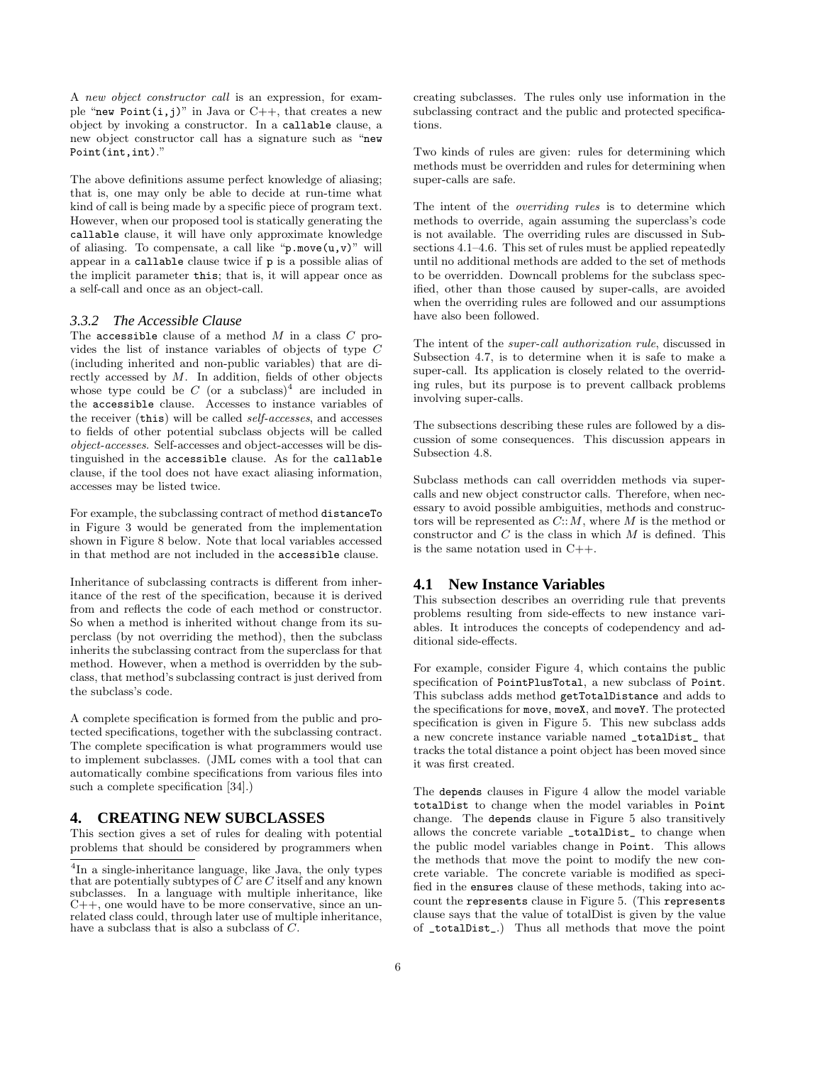A *new object constructor call* is an expression, for example "`new Point(i,j)`" in Java or C++, that creates a new object by invoking a constructor. In a `callable` clause, a new object constructor call has a signature such as "`new Point(int,int)`."

The above definitions assume perfect knowledge of aliasing; that is, one may only be able to decide at run-time what kind of call is being made by a specific piece of program text. However, when our proposed tool is statically generating the `callable` clause, it will have only approximate knowledge of aliasing. To compensate, a call like "`p.move(u,v)`" will appear in a `callable` clause twice if `p` is a possible alias of the implicit parameter `this`; that is, it will appear once as a self-call and once as an object-call.

### 3.3.2 The Accessible Clause

The `accessible` clause of a method $M$ in a class $C$ provides the list of instance variables of objects of type $C$ (including inherited and non-public variables) that are directly accessed by $M$. In addition, fields of other objects whose type could be $C$ (or a subclass)[4] are included in the `accessible` clause. Accesses to instance variables of the receiver (`this`) will be called *self-accesses*, and accesses to fields of other potential subclass objects will be called *object-accesses*. Self-accesses and object-accesses will be distinguished in the `accessible` clause. As for the `callable` clause, if the tool does not have exact aliasing information, accesses may be listed twice.

For example, the subclassing contract of method `distanceTo` in Figure 3 would be generated from the implementation shown in Figure 8 below. Note that local variables accessed in that method are not included in the `accessible` clause.

Inheritance of subclassing contracts is different from inheritance of the rest of the specification, because it is derived from and reflects the code of each method or constructor. So when a method is inherited without change from its superclass (by not overriding the method), then the subclass inherits the subclassing contract from the superclass for that method. However, when a method is overridden by the subclass, that method's subclassing contract is just derived from the subclass's code.

A complete specification is formed from the public and protected specifications, together with the subclassing contract. The complete specification is what programmers would use to implement subclasses. (JML comes with a tool that can automatically combine specifications from various files into such a complete specification [34].)

## 4. CREATING NEW SUBCLASSES

This section gives a set of rules for dealing with potential problems that should be considered by programmers when creating subclasses. The rules only use information in the subclassing contract and the public and protected specifications.

Two kinds of rules are given: rules for determining which methods must be overridden and rules for determining when super-calls are safe.

The intent of the *overriding rules* is to determine which methods to override, again assuming the superclass's code is not available. The overriding rules are discussed in Subsections 4.1–4.6. This set of rules must be applied repeatedly until no additional methods are added to the set of methods to be overridden. Downcall problems for the subclass specified, other than those caused by super-calls, are avoided when the overriding rules are followed and our assumptions have also been followed.

The intent of the *super-call authorization rule*, discussed in Subsection 4.7, is to determine when it is safe to make a super-call. Its application is closely related to the overriding rules, but its purpose is to prevent callback problems involving super-calls.

The subsections describing these rules are followed by a discussion of some consequences. This discussion appears in Subsection 4.8.

Subclass methods can call overridden methods via super-calls and new object constructor calls. Therefore, when necessary to avoid possible ambiguities, methods and constructors will be represented as $C{::}M$, where $M$ is the method or constructor and $C$ is the class in which $M$ is defined. This is the same notation used in C++.

### 4.1 New Instance Variables

This subsection describes an overriding rule that prevents problems resulting from side-effects to new instance variables. It introduces the concepts of codependency and additional side-effects.

For example, consider Figure 4, which contains the public specification of `PointPlusTotal`, a new subclass of `Point`. This subclass adds method `getTotalDistance` and adds to the specifications for `move`, `moveX`, and `moveY`. The protected specification is given in Figure 5. This new subclass adds a new concrete instance variable named `_totalDist_` that tracks the total distance a point object has been moved since it was first created.

The `depends` clauses in Figure 4 allow the model variable `totalDist` to change when the model variables in `Point` change. The `depends` clause in Figure 5 also transitively allows the concrete variable `_totalDist_` to change when the public model variables change in `Point`. This allows the methods that move the point to modify the new concrete variable. The concrete variable is modified as specified in the `ensures` clause of these methods, taking into account the `represents` clause in Figure 5. (This `represents` clause says that the value of totalDist is given by the value of `_totalDist_`.) Thus all methods that move the point

[4] In a single-inheritance language, like Java, the only types that are potentially subtypes of $C$ are $C$ itself and any known subclasses. In a language with multiple inheritance, like C++, one would have to be more conservative, since an unrelated class could, through later use of multiple inheritance, have a subclass that is also a subclass of $C$.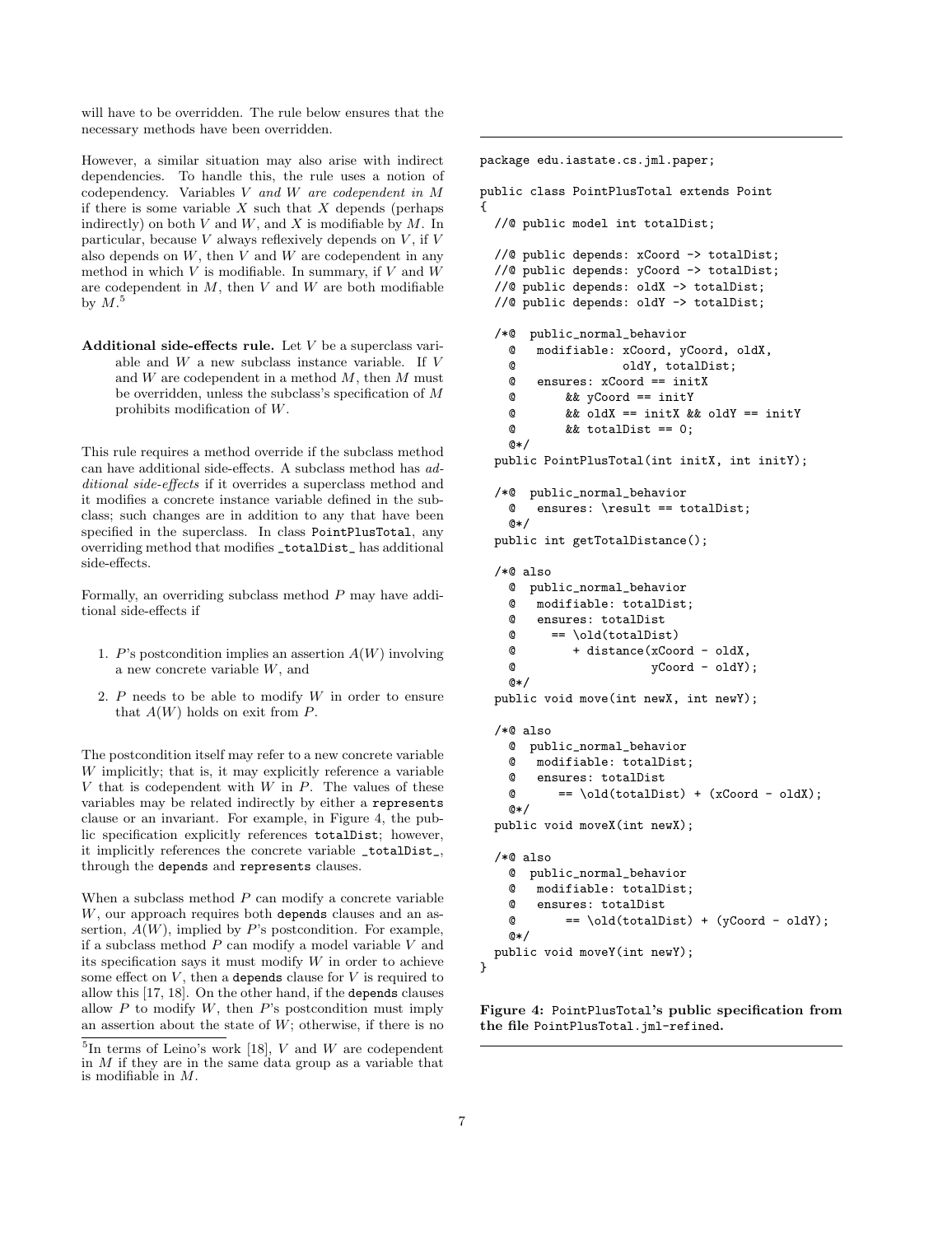will have to be overridden. The rule below ensures that the necessary methods have been overridden.

However, a similar situation may also arise with indirect dependencies. To handle this, the rule uses a notion of codependency. Variables $V$ *and* $W$ *are codependent in* $M$ if there is some variable $X$ such that $X$ depends (perhaps indirectly) on both $V$ and $W$, and $X$ is modifiable by $M$. In particular, because $V$ always reflexively depends on $V$, if $V$ also depends on $W$, then $V$ and $W$ are codependent in any method in which $V$ is modifiable. In summary, if $V$ and $W$ are codependent in $M$, then $V$ and $W$ are both modifiable by $M$.[5]

**Additional side-effects rule.** Let $V$ be a superclass variable and $W$ a new subclass instance variable. If $V$ and $W$ are codependent in a method $M$, then $M$ must be overridden, unless the subclass's specification of $M$ prohibits modification of $W$.

This rule requires a method override if the subclass method can have additional side-effects. A subclass method has *additional side-effects* if it overrides a superclass method and it modifies a concrete instance variable defined in the subclass; such changes are in addition to any that have been specified in the superclass. In class PointPlusTotal, any overriding method that modifies _totalDist_ has additional side-effects.

Formally, an overriding subclass method $P$ may have additional side-effects if

1. $P$'s postcondition implies an assertion $A(W)$ involving a new concrete variable $W$, and
2. $P$ needs to be able to modify $W$ in order to ensure that $A(W)$ holds on exit from $P$.

The postcondition itself may refer to a new concrete variable $W$ implicitly; that is, it may explicitly reference a variable $V$ that is codependent with $W$ in $P$. The values of these variables may be related indirectly by either a represents clause or an invariant. For example, in Figure 4, the public specification explicitly references totalDist; however, it implicitly references the concrete variable _totalDist_, through the depends and represents clauses.

When a subclass method $P$ can modify a concrete variable $W$, our approach requires both depends clauses and an assertion, $A(W)$, implied by $P$'s postcondition. For example, if a subclass method $P$ can modify a model variable $V$ and its specification says it must modify $W$ in order to achieve some effect on $V$, then a depends clause for $V$ is required to allow this [17, 18]. On the other hand, if the depends clauses allow $P$ to modify $W$, then $P$'s postcondition must imply an assertion about the state of $W$; otherwise, if there is no

```
package edu.iastate.cs.jml.paper;

public class PointPlusTotal extends Point
{
  //@ public model int totalDist;

  //@ public depends: xCoord -> totalDist;
  //@ public depends: yCoord -> totalDist;
  //@ public depends: oldX -> totalDist;
  //@ public depends: oldY -> totalDist;

  /*@  public_normal_behavior
    @   modifiable: xCoord, yCoord, oldX,
    @               oldY, totalDist;
    @   ensures: xCoord == initX
    @       && yCoord == initY
    @       && oldX == initX && oldY == initY
    @       && totalDist == 0;
    @*/
  public PointPlusTotal(int initX, int initY);

  /*@  public_normal_behavior
    @   ensures: \result == totalDist;
    @*/
  public int getTotalDistance();

  /*@ also
    @  public_normal_behavior
    @   modifiable: totalDist;
    @   ensures: totalDist
    @     == \old(totalDist)
    @        + distance(xCoord - oldX,
    @                   yCoord - oldY);
    @*/
  public void move(int newX, int newY);

  /*@ also
    @  public_normal_behavior
    @   modifiable: totalDist;
    @   ensures: totalDist
    @      == \old(totalDist) + (xCoord - oldX);
    @*/
  public void moveX(int newX);

  /*@ also
    @  public_normal_behavior
    @   modifiable: totalDist;
    @   ensures: totalDist
    @       == \old(totalDist) + (yCoord - oldY);
    @*/
  public void moveY(int newY);
}
```

**Figure 4: PointPlusTotal's public specification from the file PointPlusTotal.jml-refined.**

[5] In terms of Leino's work [18], $V$ and $W$ are codependent in $M$ if they are in the same data group as a variable that is modifiable in $M$.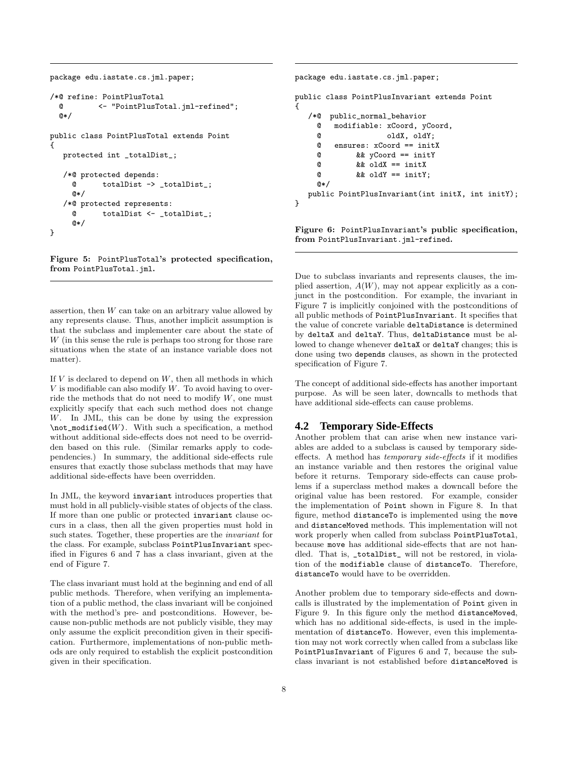```
package edu.iastate.cs.jml.paper;

/*@ refine: PointPlusTotal
  @        <- "PointPlusTotal.jml-refined";
  @*/

public class PointPlusTotal extends Point
{
   protected int _totalDist_;

   /*@ protected depends:
     @       totalDist -> _totalDist_;
     @*/
   /*@ protected represents:
     @       totalDist <- _totalDist_;
     @*/
}
```

**Figure 5:** PointPlusTotal**'s protected specification, from** PointPlusTotal.jml**.**

assertion, then $W$ can take on an arbitrary value allowed by any represents clause. Thus, another implicit assumption is that the subclass and implementer care about the state of $W$ (in this sense the rule is perhaps too strong for those rare situations when the state of an instance variable does not matter).

If $V$ is declared to depend on $W$, then all methods in which $V$ is modifiable can also modify $W$. To avoid having to override the methods that do not need to modify $W$, one must explicitly specify that each such method does not change $W$. In JML, this can be done by using the expression `\not_modified(`$W$`)`. With such a specification, a method without additional side-effects does not need to be overridden based on this rule. (Similar remarks apply to codependencies.) In summary, the additional side-effects rule ensures that exactly those subclass methods that may have additional side-effects have been overridden.

In JML, the keyword `invariant` introduces properties that must hold in all publicly-visible states of objects of the class. If more than one public or protected `invariant` clause occurs in a class, then all the given properties must hold in such states. Together, these properties are the *invariant* for the class. For example, subclass `PointPlusInvariant` specified in Figures 6 and 7 has a class invariant, given at the end of Figure 7.

The class invariant must hold at the beginning and end of all public methods. Therefore, when verifying an implementation of a public method, the class invariant will be conjoined with the method's pre- and postconditions. However, because non-public methods are not publicly visible, they may only assume the explicit precondition given in their specification. Furthermore, implementations of non-public methods are only required to establish the explicit postcondition given in their specification.

```
package edu.iastate.cs.jml.paper;

public class PointPlusInvariant extends Point
{
   /*@  public_normal_behavior
     @   modifiable: xCoord, yCoord,
     @               oldX, oldY;
     @   ensures: xCoord == initX
     @        && yCoord == initY
     @        && oldX == initX
     @        && oldY == initY;
     @*/
   public PointPlusInvariant(int initX, int initY);
}
```

**Figure 6:** PointPlusInvariant**'s public specification, from** PointPlusInvariant.jml-refined**.**

Due to subclass invariants and represents clauses, the implied assertion, $A(W)$, may not appear explicitly as a conjunct in the postcondition. For example, the invariant in Figure 7 is implicitly conjoined with the postconditions of all public methods of `PointPlusInvariant`. It specifies that the value of concrete variable `deltaDistance` is determined by `deltaX` and `deltaY`. Thus, `deltaDistance` must be allowed to change whenever `deltaX` or `deltaY` changes; this is done using two `depends` clauses, as shown in the protected specification of Figure 7.

The concept of additional side-effects has another important purpose. As will be seen later, downcalls to methods that have additional side-effects can cause problems.

## 4.2 Temporary Side-Effects

Another problem that can arise when new instance variables are added to a subclass is caused by temporary side-effects. A method has *temporary side-effects* if it modifies an instance variable and then restores the original value before it returns. Temporary side-effects can cause problems if a superclass method makes a downcall before the original value has been restored. For example, consider the implementation of `Point` shown in Figure 8. In that figure, method `distanceTo` is implemented using the `move` and `distanceMoved` methods. This implementation will not work properly when called from subclass `PointPlusTotal`, because `move` has additional side-effects that are not handled. That is, `_totalDist_` will not be restored, in violation of the `modifiable` clause of `distanceTo`. Therefore, `distanceTo` would have to be overridden.

Another problem due to temporary side-effects and downcalls is illustrated by the implementation of `Point` given in Figure 9. In this figure only the method `distanceMoved`, which has no additional side-effects, is used in the implementation of `distanceTo`. However, even this implementation may not work correctly when called from a subclass like `PointPlusInvariant` of Figures 6 and 7, because the subclass invariant is not established before `distanceMoved` is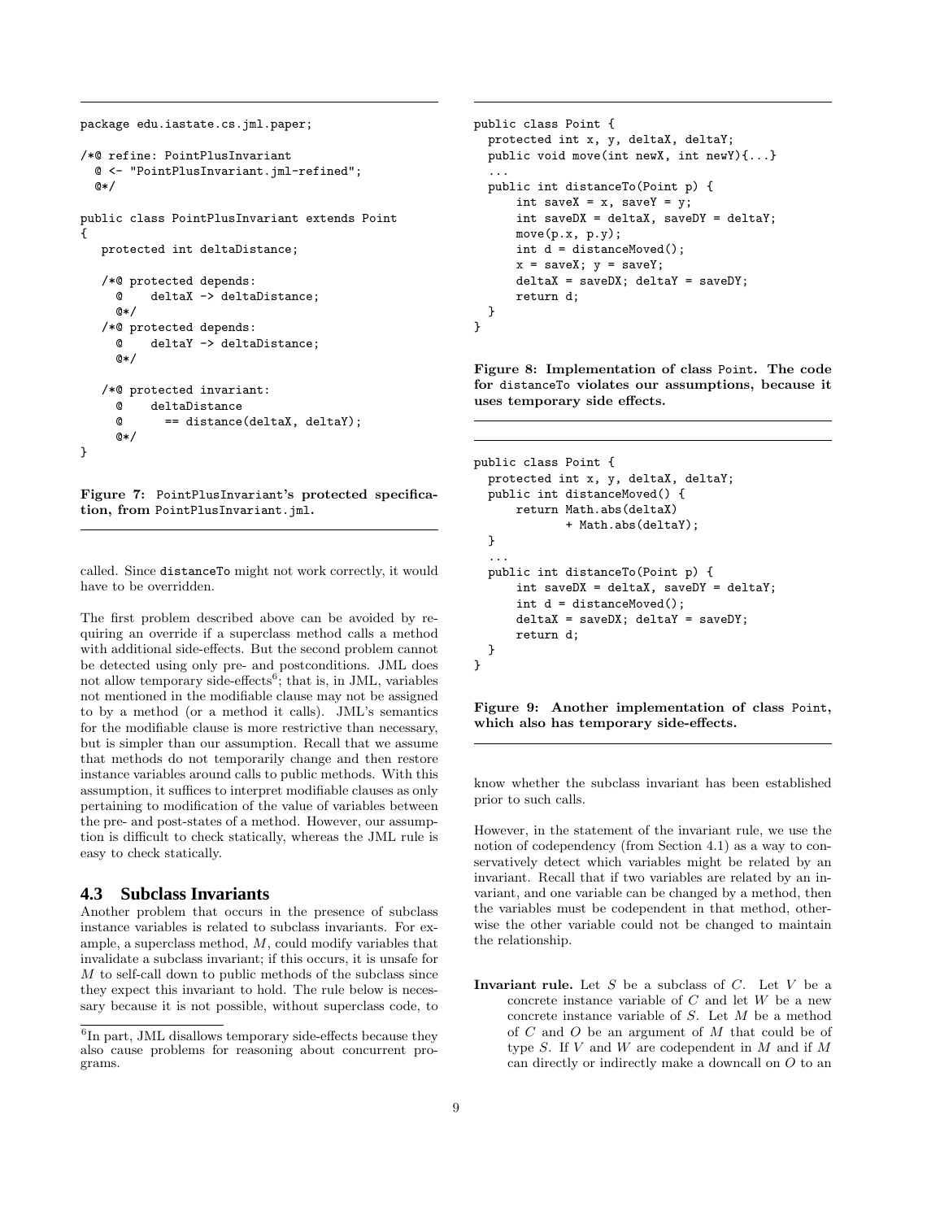```
package edu.iastate.cs.jml.paper;

/*@ refine: PointPlusInvariant
  @ <- "PointPlusInvariant.jml-refined";
  @*/

public class PointPlusInvariant extends Point
{
   protected int deltaDistance;

   /*@ protected depends:
     @     deltaX -> deltaDistance;
     @*/
   /*@ protected depends:
     @     deltaY -> deltaDistance;
     @*/

   /*@ protected invariant:
     @     deltaDistance
     @       == distance(deltaX, deltaY);
     @*/
}
```

**Figure 7: PointPlusInvariant's protected specification, from PointPlusInvariant.jml.**

called. Since distanceTo might not work correctly, it would have to be overridden.

The first problem described above can be avoided by requiring an override if a superclass method calls a method with additional side-effects. But the second problem cannot be detected using only pre- and postconditions. JML does not allow temporary side-effects[6]; that is, in JML, variables not mentioned in the modifiable clause may not be assigned to by a method (or a method it calls). JML's semantics for the modifiable clause is more restrictive than necessary, but is simpler than our assumption. Recall that we assume that methods do not temporarily change and then restore instance variables around calls to public methods. With this assumption, it suffices to interpret modifiable clauses as only pertaining to modification of the value of variables between the pre- and post-states of a method. However, our assumption is difficult to check statically, whereas the JML rule is easy to check statically.

### 4.3 Subclass Invariants

Another problem that occurs in the presence of subclass instance variables is related to subclass invariants. For example, a superclass method, $M$, could modify variables that invalidate a subclass invariant; if this occurs, it is unsafe for $M$ to self-call down to public methods of the subclass since they expect this invariant to hold. The rule below is necessary because it is not possible, without superclass code, to know whether the subclass invariant has been established prior to such calls.

[6]In part, JML disallows temporary side-effects because they also cause problems for reasoning about concurrent programs.

```
public class Point {
  protected int x, y, deltaX, deltaY;
  public void move(int newX, int newY){...}
  ...
  public int distanceTo(Point p) {
      int saveX = x, saveY = y;
      int saveDX = deltaX, saveDY = deltaY;
      move(p.x, p.y);
      int d = distanceMoved();
      x = saveX; y = saveY;
      deltaX = saveDX; deltaY = saveDY;
      return d;
  }
}
```

**Figure 8: Implementation of class Point. The code for distanceTo violates our assumptions, because it uses temporary side effects.**

```
public class Point {
  protected int x, y, deltaX, deltaY;
  public int distanceMoved() {
      return Math.abs(deltaX)
             + Math.abs(deltaY);
  }
  ...
  public int distanceTo(Point p) {
      int saveDX = deltaX, saveDY = deltaY;
      int d = distanceMoved();
      deltaX = saveDX; deltaY = saveDY;
      return d;
  }
}
```

**Figure 9: Another implementation of class Point, which also has temporary side-effects.**

However, in the statement of the invariant rule, we use the notion of codependency (from Section 4.1) as a way to conservatively detect which variables might be related by an invariant. Recall that if two variables are related by an invariant, and one variable can be changed by a method, then the variables must be codependent in that method, otherwise the other variable could not be changed to maintain the relationship.

**Invariant rule.** Let $S$ be a subclass of $C$. Let $V$ be a concrete instance variable of $C$ and let $W$ be a new concrete instance variable of $S$. Let $M$ be a method of $C$ and $O$ be an argument of $M$ that could be of type $S$. If $V$ and $W$ are codependent in $M$ and if $M$ can directly or indirectly make a downcall on $O$ to an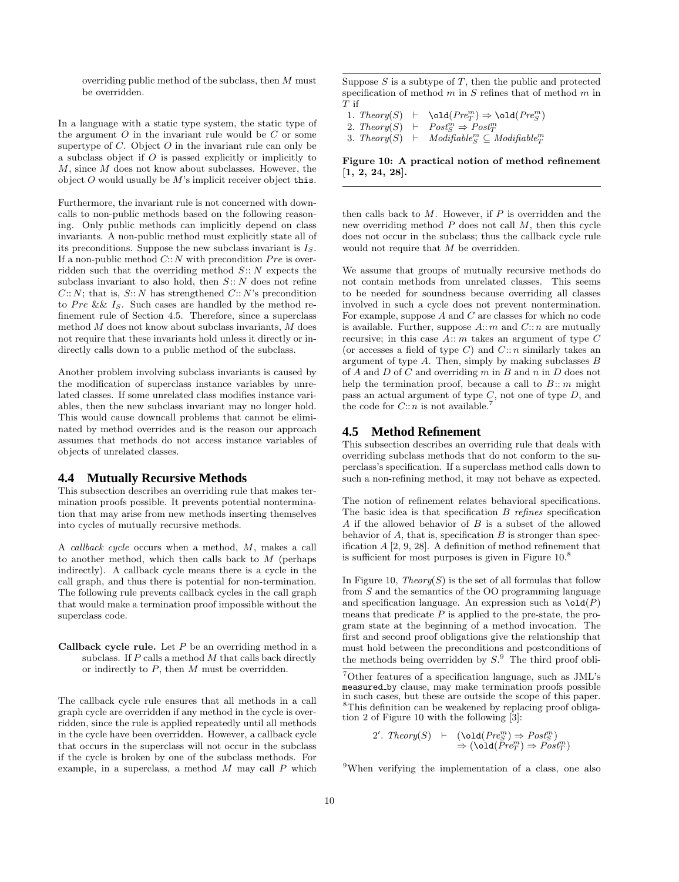overriding public method of the subclass, then $M$ must be overridden.

In a language with a static type system, the static type of the argument $O$ in the invariant rule would be $C$ or some supertype of $C$. Object $O$ in the invariant rule can only be a subclass object if $O$ is passed explicitly or implicitly to $M$, since $M$ does not know about subclasses. However, the object $O$ would usually be $M$'s implicit receiver object `this`.

Furthermore, the invariant rule is not concerned with downcalls to non-public methods based on the following reasoning. Only public methods can implicitly depend on class invariants. A non-public method must explicitly state all of its preconditions. Suppose the new subclass invariant is $I_S$. If a non-public method $C{::}N$ with precondition $Pre$ is overridden such that the overriding method $S{::}N$ expects the subclass invariant to also hold, then $S{::}N$ does not refine $C{::}N$; that is, $S{::}N$ has strengthened $C{::}N$'s precondition to $Pre$ && $I_S$. Such cases are handled by the method refinement rule of Section 4.5. Therefore, since a superclass method $M$ does not know about subclass invariants, $M$ does not require that these invariants hold unless it directly or indirectly calls down to a public method of the subclass.

Another problem involving subclass invariants is caused by the modification of superclass instance variables by unrelated classes. If some unrelated class modifies instance variables, then the new subclass invariant may no longer hold. This would cause downcall problems that cannot be eliminated by method overrides and is the reason our approach assumes that methods do not access instance variables of objects of unrelated classes.

## 4.4 Mutually Recursive Methods

This subsection describes an overriding rule that makes termination proofs possible. It prevents potential nontermination that may arise from new methods inserting themselves into cycles of mutually recursive methods.

A *callback cycle* occurs when a method, $M$, makes a call to another method, which then calls back to $M$ (perhaps indirectly). A callback cycle means there is a cycle in the call graph, and thus there is potential for non-termination. The following rule prevents callback cycles in the call graph that would make a termination proof impossible without the superclass code.

**Callback cycle rule.** Let $P$ be an overriding method in a subclass. If $P$ calls a method $M$ that calls back directly or indirectly to $P$, then $M$ must be overridden.

The callback cycle rule ensures that all methods in a call graph cycle are overridden if any method in the cycle is overridden, since the rule is applied repeatedly until all methods in the cycle have been overridden. However, a callback cycle that occurs in the superclass will not occur in the subclass if the cycle is broken by one of the subclass methods. For example, in a superclass, a method $M$ may call $P$ which then calls back to $M$. However, if $P$ is overridden and the new overriding method $P$ does not call $M$, then this cycle does not occur in the subclass; thus the callback cycle rule would not require that $M$ be overridden.

We assume that groups of mutually recursive methods do not contain methods from unrelated classes. This seems to be needed for soundness because overriding all classes involved in such a cycle does not prevent nontermination. For example, suppose $A$ and $C$ are classes for which no code is available. Further, suppose $A{::}m$ and $C{::}n$ are mutually recursive; in this case $A{::}m$ takes an argument of type $C$ (or accesses a field of type $C$) and $C{::}n$ similarly takes an argument of type $A$. Then, simply by making subclasses $B$ of $A$ and $D$ of $C$ and overriding $m$ in $B$ and $n$ in $D$ does not help the termination proof, because a call to $B{::}m$ might pass an actual argument of type $C$, not one of type $D$, and the code for $C{::}n$ is not available.[7]

---

Suppose $S$ is a subtype of $T$, then the public and protected specification of method $m$ in $S$ refines that of method $m$ in $T$ if

1. $Theory(S) \vdash \texttt{\old}(Pre^m_T) \Rightarrow \texttt{\old}(Pre^m_S)$
2. $Theory(S) \vdash Post^m_S \Rightarrow Post^m_T$
3. $Theory(S) \vdash Modifiable^m_S \subseteq Modifiable^m_T$

**Figure 10: A practical notion of method refinement [1, 2, 24, 28].**

---

## 4.5 Method Refinement

This subsection describes an overriding rule that deals with overriding subclass methods that do not conform to the superclass's specification. If a superclass method calls down to such a non-refining method, it may not behave as expected.

The notion of refinement relates behavioral specifications. The basic idea is that specification $B$ *refines* specification $A$ if the allowed behavior of $B$ is a subset of the allowed behavior of $A$, that is, specification $B$ is stronger than specification $A$ [2, 9, 28]. A definition of method refinement that is sufficient for most purposes is given in Figure 10.[8]

In Figure 10, $Theory(S)$ is the set of all formulas that follow from $S$ and the semantics of the OO programming language and specification language. An expression such as `\old`$(P)$ means that predicate $P$ is applied to the pre-state, the program state at the beginning of a method invocation. The first and second proof obligations give the relationship that must hold between the preconditions and postconditions of the methods being overridden by $S$.[9] The third proof obli-

[7] Other features of a specification language, such as JML's `measured_by` clause, may make termination proofs possible in such cases, but these are outside the scope of this paper.

[8] This definition can be weakened by replacing proof obligation 2 of Figure 10 with the following [3]:

$$2'.\ Theory(S) \vdash (\texttt{\old}(Pre^m_S) \Rightarrow Post^m_S) \Rightarrow (\texttt{\old}(Pre^m_T) \Rightarrow Post^m_T)$$

[9] When verifying the implementation of a class, one also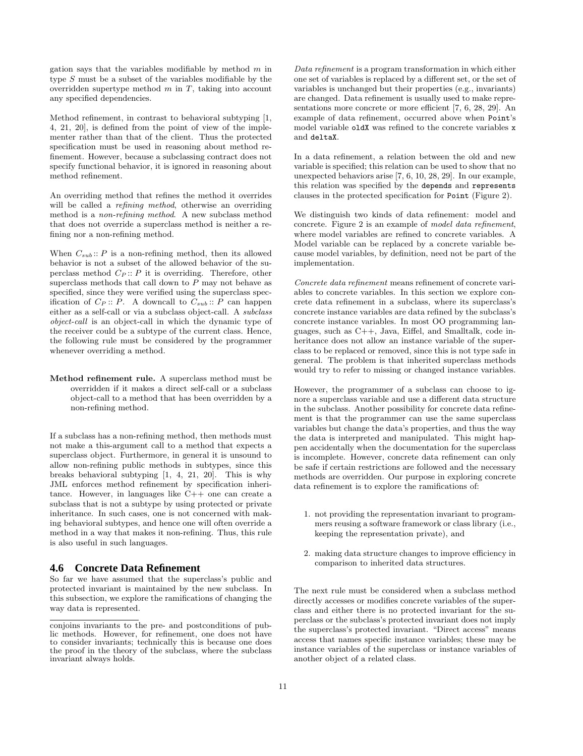gation says that the variables modifiable by method $m$ in type $S$ must be a subset of the variables modifiable by the overridden supertype method $m$ in $T$, taking into account any specified dependencies.

Method refinement, in contrast to behavioral subtyping [1, 4, 21, 20], is defined from the point of view of the implementer rather than that of the client. Thus the protected specification must be used in reasoning about method refinement. However, because a subclassing contract does not specify functional behavior, it is ignored in reasoning about method refinement.

An overriding method that refines the method it overrides will be called a *refining method*, otherwise an overriding method is a *non-refining method*. A new subclass method that does not override a superclass method is neither a refining nor a non-refining method.

When $C_{sub} :: P$ is a non-refining method, then its allowed behavior is not a subset of the allowed behavior of the superclass method $C_P :: P$ it is overriding. Therefore, other superclass methods that call down to $P$ may not behave as specified, since they were verified using the superclass specification of $C_P :: P$. A downcall to $C_{sub} :: P$ can happen either as a self-call or via a subclass object-call. A *subclass object-call* is an object-call in which the dynamic type of the receiver could be a subtype of the current class. Hence, the following rule must be considered by the programmer whenever overriding a method.

**Method refinement rule.** A superclass method must be overridden if it makes a direct self-call or a subclass object-call to a method that has been overridden by a non-refining method.

If a subclass has a non-refining method, then methods must not make a this-argument call to a method that expects a superclass object. Furthermore, in general it is unsound to allow non-refining public methods in subtypes, since this breaks behavioral subtyping [1, 4, 21, 20]. This is why JML enforces method refinement by specification inheritance. However, in languages like C++ one can create a subclass that is not a subtype by using protected or private inheritance. In such cases, one is not concerned with making behavioral subtypes, and hence one will often override a method in a way that makes it non-refining. Thus, this rule is also useful in such languages.

## 4.6 Concrete Data Refinement

So far we have assumed that the superclass's public and protected invariant is maintained by the new subclass. In this subsection, we explore the ramifications of changing the way data is represented.

conjoins invariants to the pre- and postconditions of public methods. However, for refinement, one does not have to consider invariants; technically this is because one does the proof in the theory of the subclass, where the subclass invariant always holds.

*Data refinement* is a program transformation in which either one set of variables is replaced by a different set, or the set of variables is unchanged but their properties (e.g., invariants) are changed. Data refinement is usually used to make representations more concrete or more efficient [7, 6, 28, 29]. An example of data refinement, occurred above when `Point`'s model variable `oldX` was refined to the concrete variables `x` and `deltaX`.

In a data refinement, a relation between the old and new variable is specified; this relation can be used to show that no unexpected behaviors arise [7, 6, 10, 28, 29]. In our example, this relation was specified by the `depends` and `represents` clauses in the protected specification for `Point` (Figure 2).

We distinguish two kinds of data refinement: model and concrete. Figure 2 is an example of *model data refinement*, where model variables are refined to concrete variables. A Model variable can be replaced by a concrete variable because model variables, by definition, need not be part of the implementation.

*Concrete data refinement* means refinement of concrete variables to concrete variables. In this section we explore concrete data refinement in a subclass, where its superclass's concrete instance variables are data refined by the subclass's concrete instance variables. In most OO programming languages, such as C++, Java, Eiffel, and Smalltalk, code inheritance does not allow an instance variable of the superclass to be replaced or removed, since this is not type safe in general. The problem is that inherited superclass methods would try to refer to missing or changed instance variables.

However, the programmer of a subclass can choose to ignore a superclass variable and use a different data structure in the subclass. Another possibility for concrete data refinement is that the programmer can use the same superclass variables but change the data's properties, and thus the way the data is interpreted and manipulated. This might happen accidentally when the documentation for the superclass is incomplete. However, concrete data refinement can only be safe if certain restrictions are followed and the necessary methods are overridden. Our purpose in exploring concrete data refinement is to explore the ramifications of:

1. not providing the representation invariant to programmers reusing a software framework or class library (i.e., keeping the representation private), and
2. making data structure changes to improve efficiency in comparison to inherited data structures.

The next rule must be considered when a subclass method directly accesses or modifies concrete variables of the superclass and either there is no protected invariant for the superclass or the subclass's protected invariant does not imply the superclass's protected invariant. "Direct access" means access that names specific instance variables; these may be instance variables of the superclass or instance variables of another object of a related class.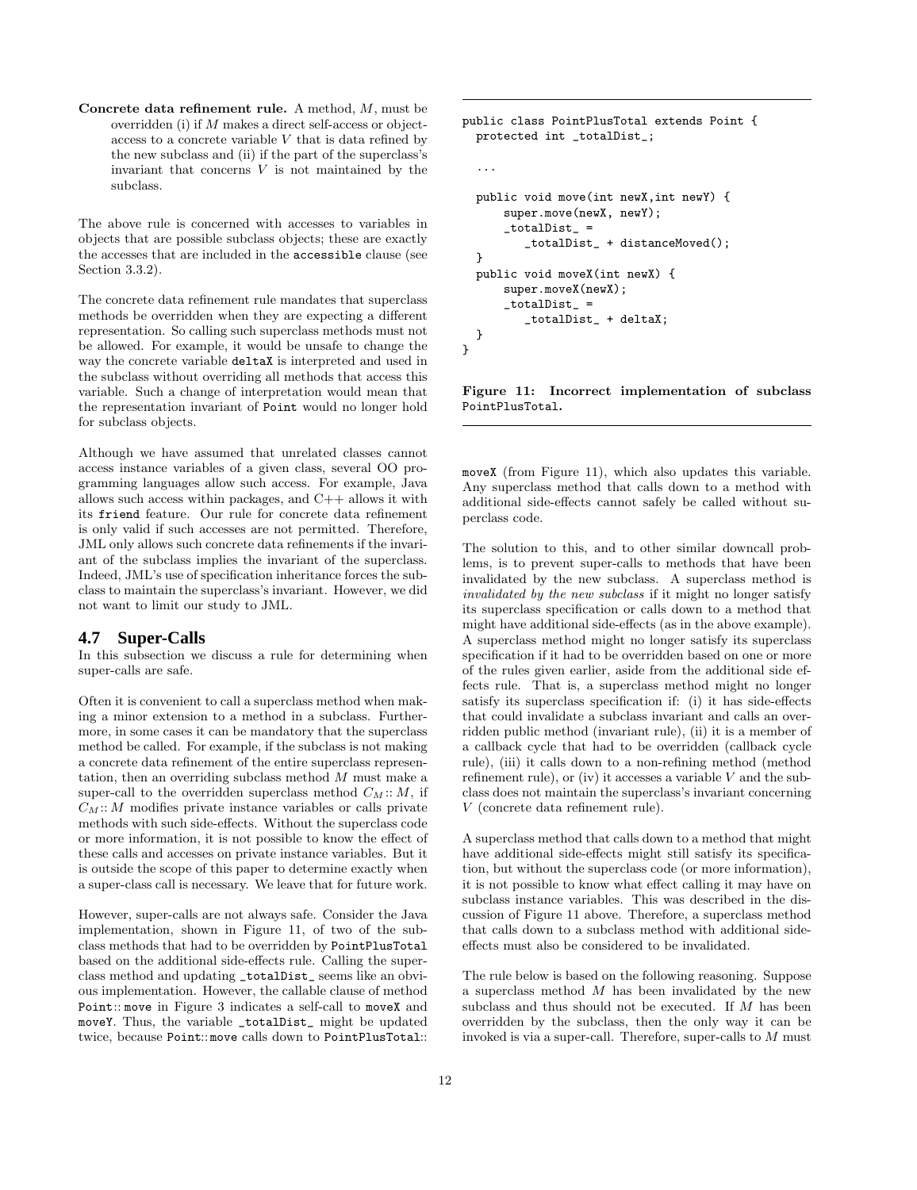**Concrete data refinement rule.** A method, $M$, must be overridden (i) if $M$ makes a direct self-access or object-access to a concrete variable $V$ that is data refined by the new subclass and (ii) if the part of the superclass's invariant that concerns $V$ is not maintained by the subclass.

The above rule is concerned with accesses to variables in objects that are possible subclass objects; these are exactly the accesses that are included in the `accessible` clause (see Section 3.3.2).

The concrete data refinement rule mandates that superclass methods be overridden when they are expecting a different representation. So calling such superclass methods must not be allowed. For example, it would be unsafe to change the way the concrete variable `deltaX` is interpreted and used in the subclass without overriding all methods that access this variable. Such a change of interpretation would mean that the representation invariant of `Point` would no longer hold for subclass objects.

Although we have assumed that unrelated classes cannot access instance variables of a given class, several OO programming languages allow such access. For example, Java allows such access within packages, and C++ allows it with its `friend` feature. Our rule for concrete data refinement is only valid if such accesses are not permitted. Therefore, JML only allows such concrete data refinements if the invariant of the subclass implies the invariant of the superclass. Indeed, JML's use of specification inheritance forces the subclass to maintain the superclass's invariant. However, we did not want to limit our study to JML.

## 4.7 Super-Calls

In this subsection we discuss a rule for determining when super-calls are safe.

Often it is convenient to call a superclass method when making a minor extension to a method in a subclass. Furthermore, in some cases it can be mandatory that the superclass method be called. For example, if the subclass is not making a concrete data refinement of the entire superclass representation, then an overriding subclass method $M$ must make a super-call to the overridden superclass method $C_M :: M$, if $C_M :: M$ modifies private instance variables or calls private methods with such side-effects. Without the superclass code or more information, it is not possible to know the effect of these calls and accesses on private instance variables. But it is outside the scope of this paper to determine exactly when a super-class call is necessary. We leave that for future work.

However, super-calls are not always safe. Consider the Java implementation, shown in Figure 11, of two of the subclass methods that had to be overridden by `PointPlusTotal` based on the additional side-effects rule. Calling the superclass method and updating `_totalDist_` seems like an obvious implementation. However, the callable clause of method `Point::move` in Figure 3 indicates a self-call to `moveX` and `moveY`. Thus, the variable `_totalDist_` might be updated twice, because `Point::move` calls down to `PointPlusTotal::moveX` (from Figure 11), which also updates this variable. Any superclass method that calls down to a method with additional side-effects cannot safely be called without superclass code.

```
public class PointPlusTotal extends Point {
  protected int _totalDist_;

  ...

  public void move(int newX,int newY) {
      super.move(newX, newY);
      _totalDist_ =
          _totalDist_ + distanceMoved();
  }
  public void moveX(int newX) {
      super.moveX(newX);
      _totalDist_ =
          _totalDist_ + deltaX;
  }
}
```

**Figure 11: Incorrect implementation of subclass `PointPlusTotal`.**

The solution to this, and to other similar downcall problems, is to prevent super-calls to methods that have been invalidated by the new subclass. A superclass method is *invalidated by the new subclass* if it might no longer satisfy its superclass specification or calls down to a method that might have additional side-effects (as in the above example). A superclass method might no longer satisfy its superclass specification if it had to be overridden based on one or more of the rules given earlier, aside from the additional side effects rule. That is, a superclass method might no longer satisfy its superclass specification if: (i) it has side-effects that could invalidate a subclass invariant and calls an overridden public method (invariant rule), (ii) it is a member of a callback cycle that had to be overridden (callback cycle rule), (iii) it calls down to a non-refining method (method refinement rule), or (iv) it accesses a variable $V$ and the subclass does not maintain the superclass's invariant concerning $V$ (concrete data refinement rule).

A superclass method that calls down to a method that might have additional side-effects might still satisfy its specification, but without the superclass code (or more information), it is not possible to know what effect calling it may have on subclass instance variables. This was described in the discussion of Figure 11 above. Therefore, a superclass method that calls down to a subclass method with additional side-effects must also be considered to be invalidated.

The rule below is based on the following reasoning. Suppose a superclass method $M$ has been invalidated by the new subclass and thus should not be executed. If $M$ has been overridden by the subclass, then the only way it can be invoked is via a super-call. Therefore, super-calls to $M$ must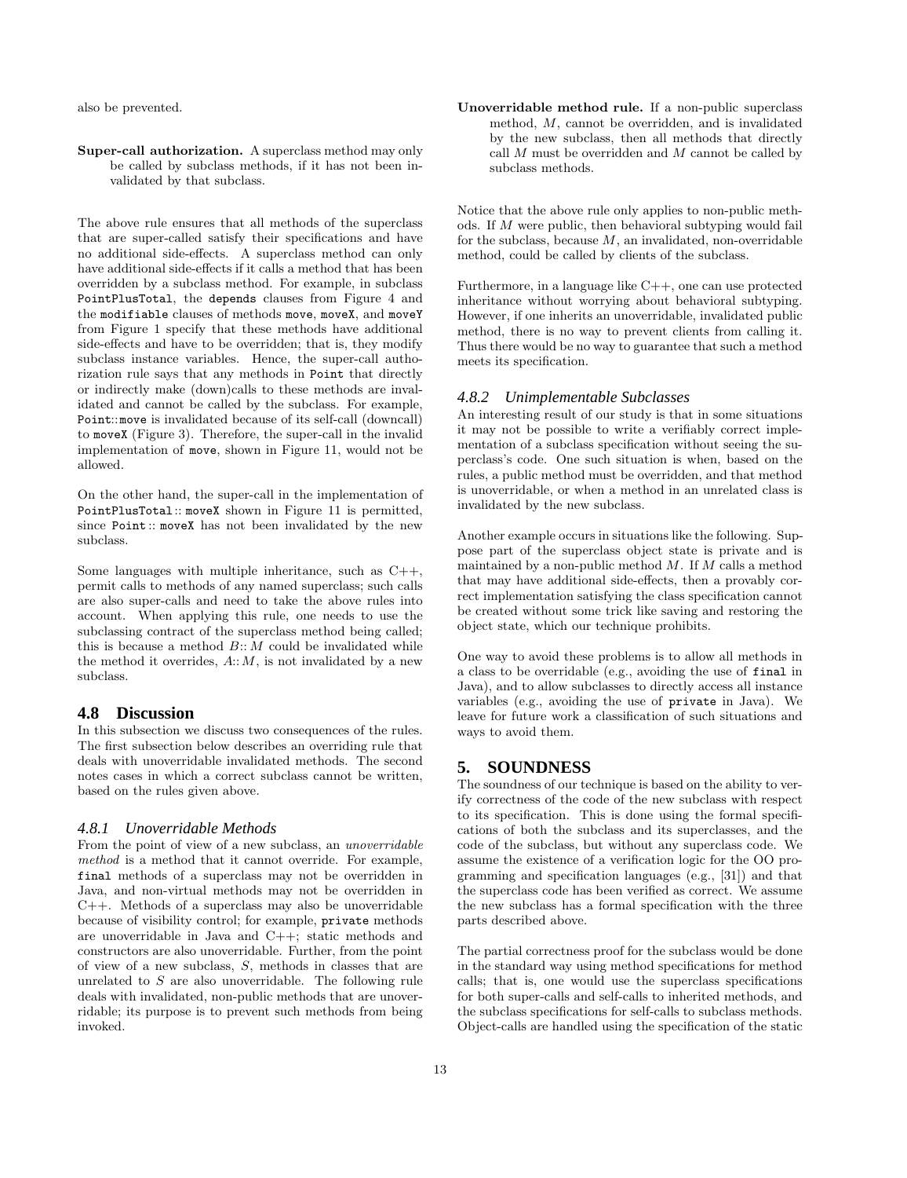also be prevented.

**Super-call authorization.** A superclass method may only be called by subclass methods, if it has not been invalidated by that subclass.

The above rule ensures that all methods of the superclass that are super-called satisfy their specifications and have no additional side-effects. A superclass method can only have additional side-effects if it calls a method that has been overridden by a subclass method. For example, in subclass `PointPlusTotal`, the `depends` clauses from Figure 4 and the `modifiable` clauses of methods `move`, `moveX`, and `moveY` from Figure 1 specify that these methods have additional side-effects and have to be overridden; that is, they modify subclass instance variables. Hence, the super-call authorization rule says that any methods in `Point` that directly or indirectly make (down)calls to these methods are invalidated and cannot be called by the subclass. For example, `Point::move` is invalidated because of its self-call (downcall) to `moveX` (Figure 3). Therefore, the super-call in the invalid implementation of `move`, shown in Figure 11, would not be allowed.

On the other hand, the super-call in the implementation of `PointPlusTotal::moveX` shown in Figure 11 is permitted, since `Point::moveX` has not been invalidated by the new subclass.

Some languages with multiple inheritance, such as C++, permit calls to methods of any named superclass; such calls are also super-calls and need to take the above rules into account. When applying this rule, one needs to use the subclassing contract of the superclass method being called; this is because a method $B::M$ could be invalidated while the method it overrides, $A::M$, is not invalidated by a new subclass.

## 4.8 Discussion

In this subsection we discuss two consequences of the rules. The first subsection below describes an overriding rule that deals with unoverridable invalidated methods. The second notes cases in which a correct subclass cannot be written, based on the rules given above.

### 4.8.1 Unoverridable Methods

From the point of view of a new subclass, an *unoverridable method* is a method that it cannot override. For example, `final` methods of a superclass may not be overridden in Java, and non-virtual methods may not be overridden in C++. Methods of a superclass may also be unoverridable because of visibility control; for example, `private` methods are unoverridable in Java and C++; static methods and constructors are also unoverridable. Further, from the point of view of a new subclass, $S$, methods in classes that are unrelated to $S$ are also unoverridable. The following rule deals with invalidated, non-public methods that are unoverridable; its purpose is to prevent such methods from being invoked.

**Unoverridable method rule.** If a non-public superclass method, $M$, cannot be overridden, and is invalidated by the new subclass, then all methods that directly call $M$ must be overridden and $M$ cannot be called by subclass methods.

Notice that the above rule only applies to non-public methods. If $M$ were public, then behavioral subtyping would fail for the subclass, because $M$, an invalidated, non-overridable method, could be called by clients of the subclass.

Furthermore, in a language like C++, one can use protected inheritance without worrying about behavioral subtyping. However, if one inherits an unoverridable, invalidated public method, there is no way to prevent clients from calling it. Thus there would be no way to guarantee that such a method meets its specification.

### 4.8.2 Unimplementable Subclasses

An interesting result of our study is that in some situations it may not be possible to write a verifiably correct implementation of a subclass specification without seeing the superclass's code. One such situation is when, based on the rules, a public method must be overridden, and that method is unoverridable, or when a method in an unrelated class is invalidated by the new subclass.

Another example occurs in situations like the following. Suppose part of the superclass object state is private and is maintained by a non-public method $M$. If $M$ calls a method that may have additional side-effects, then a provably correct implementation satisfying the class specification cannot be created without some trick like saving and restoring the object state, which our technique prohibits.

One way to avoid these problems is to allow all methods in a class to be overridable (e.g., avoiding the use of `final` in Java), and to allow subclasses to directly access all instance variables (e.g., avoiding the use of `private` in Java). We leave for future work a classification of such situations and ways to avoid them.

# 5. SOUNDNESS

The soundness of our technique is based on the ability to verify correctness of the code of the new subclass with respect to its specification. This is done using the formal specifications of both the subclass and its superclasses, and the code of the subclass, but without any superclass code. We assume the existence of a verification logic for the OO programming and specification languages (e.g., [31]) and that the superclass code has been verified as correct. We assume the new subclass has a formal specification with the three parts described above.

The partial correctness proof for the subclass would be done in the standard way using method specifications for method calls; that is, one would use the superclass specifications for both super-calls and self-calls to inherited methods, and the subclass specifications for self-calls to subclass methods. Object-calls are handled using the specification of the static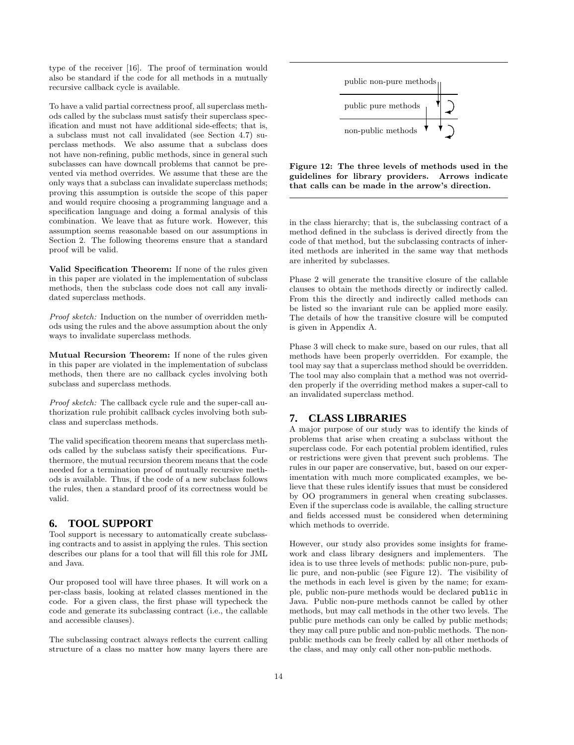type of the receiver [16]. The proof of termination would also be standard if the code for all methods in a mutually recursive callback cycle is available.

To have a valid partial correctness proof, all superclass methods called by the subclass must satisfy their superclass specification and must not have additional side-effects; that is, a subclass must not call invalidated (see Section 4.7) superclass methods. We also assume that a subclass does not have non-refining, public methods, since in general such subclasses can have downcall problems that cannot be prevented via method overrides. We assume that these are the only ways that a subclass can invalidate superclass methods; proving this assumption is outside the scope of this paper and would require choosing a programming language and a specification language and doing a formal analysis of this combination. We leave that as future work. However, this assumption seems reasonable based on our assumptions in Section 2. The following theorems ensure that a standard proof will be valid.

**Valid Specification Theorem:** If none of the rules given in this paper are violated in the implementation of subclass methods, then the subclass code does not call any invalidated superclass methods.

*Proof sketch:* Induction on the number of overridden methods using the rules and the above assumption about the only ways to invalidate superclass methods.

**Mutual Recursion Theorem:** If none of the rules given in this paper are violated in the implementation of subclass methods, then there are no callback cycles involving both subclass and superclass methods.

*Proof sketch:* The callback cycle rule and the super-call authorization rule prohibit callback cycles involving both subclass and superclass methods.

The valid specification theorem means that superclass methods called by the subclass satisfy their specifications. Furthermore, the mutual recursion theorem means that the code needed for a termination proof of mutually recursive methods is available. Thus, if the code of a new subclass follows the rules, then a standard proof of its correctness would be valid.

## 6. TOOL SUPPORT

Tool support is necessary to automatically create subclassing contracts and to assist in applying the rules. This section describes our plans for a tool that will fill this role for JML and Java.

Our proposed tool will have three phases. It will work on a per-class basis, looking at related classes mentioned in the code. For a given class, the first phase will typecheck the code and generate its subclassing contract (i.e., the callable and accessible clauses).

The subclassing contract always reflects the current calling structure of a class no matter how many layers there are in the class hierarchy; that is, the subclassing contract of a method defined in the subclass is derived directly from the code of that method, but the subclassing contracts of inherited methods are inherited in the same way that methods are inherited by subclasses.

Phase 2 will generate the transitive closure of the callable clauses to obtain the methods directly or indirectly called. From this the directly and indirectly called methods can be listed so the invariant rule can be applied more easily. The details of how the transitive closure will be computed is given in Appendix A.

Phase 3 will check to make sure, based on our rules, that all methods have been properly overridden. For example, the tool may say that a superclass method should be overridden. The tool may also complain that a method was not overridden properly if the overriding method makes a super-call to an invalidated superclass method.

public non-pure methods

public pure methods

non-public methods

**Figure 12: The three levels of methods used in the guidelines for library providers. Arrows indicate that calls can be made in the arrow's direction.**

## 7. CLASS LIBRARIES

A major purpose of our study was to identify the kinds of problems that arise when creating a subclass without the superclass code. For each potential problem identified, rules or restrictions were given that prevent such problems. The rules in our paper are conservative, but, based on our experimentation with much more complicated examples, we believe that these rules identify issues that must be considered by OO programmers in general when creating subclasses. Even if the superclass code is available, the calling structure and fields accessed must be considered when determining which methods to override.

However, our study also provides some insights for framework and class library designers and implementers. The idea is to use three levels of methods: public non-pure, public pure, and non-public (see Figure 12). The visibility of the methods in each level is given by the name; for example, public non-pure methods would be declared `public` in Java. Public non-pure methods cannot be called by other methods, but may call methods in the other two levels. The public pure methods can only be called by public methods; they may call pure public and non-public methods. The non-public methods can be freely called by all other methods of the class, and may only call other non-public methods.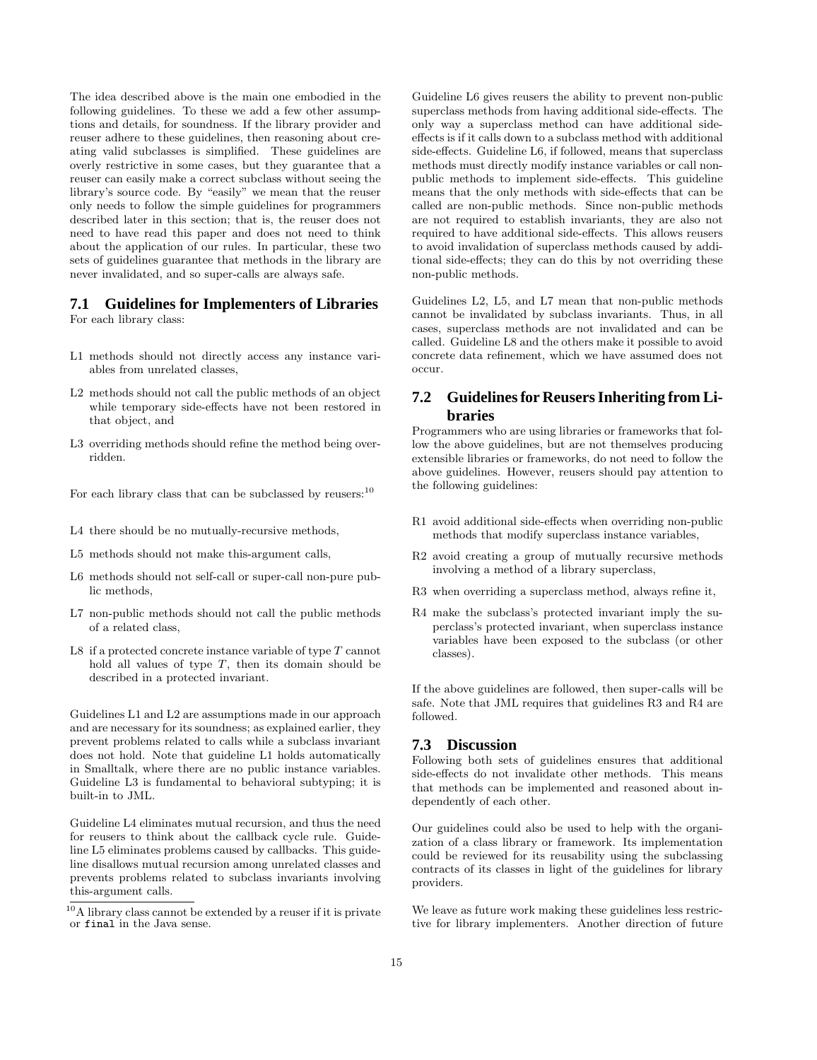The idea described above is the main one embodied in the following guidelines. To these we add a few other assumptions and details, for soundness. If the library provider and reuser adhere to these guidelines, then reasoning about creating valid subclasses is simplified. These guidelines are overly restrictive in some cases, but they guarantee that a reuser can easily make a correct subclass without seeing the library's source code. By "easily" we mean that the reuser only needs to follow the simple guidelines for programmers described later in this section; that is, the reuser does not need to have read this paper and does not need to think about the application of our rules. In particular, these two sets of guidelines guarantee that methods in the library are never invalidated, and so super-calls are always safe.

## 7.1 Guidelines for Implementers of Libraries

For each library class:

- L1 methods should not directly access any instance variables from unrelated classes,
- L2 methods should not call the public methods of an object while temporary side-effects have not been restored in that object, and
- L3 overriding methods should refine the method being overridden.

For each library class that can be subclassed by reusers:[10]

- L4 there should be no mutually-recursive methods,
- L5 methods should not make this-argument calls,
- L6 methods should not self-call or super-call non-pure public methods,
- L7 non-public methods should not call the public methods of a related class,
- L8 if a protected concrete instance variable of type $T$ cannot hold all values of type $T$, then its domain should be described in a protected invariant.

Guidelines L1 and L2 are assumptions made in our approach and are necessary for its soundness; as explained earlier, they prevent problems related to calls while a subclass invariant does not hold. Note that guideline L1 holds automatically in Smalltalk, where there are no public instance variables. Guideline L3 is fundamental to behavioral subtyping; it is built-in to JML.

Guideline L4 eliminates mutual recursion, and thus the need for reusers to think about the callback cycle rule. Guideline L5 eliminates problems caused by callbacks. This guideline disallows mutual recursion among unrelated classes and prevents problems related to subclass invariants involving this-argument calls.

[10] A library class cannot be extended by a reuser if it is private or `final` in the Java sense.

Guideline L6 gives reusers the ability to prevent non-public superclass methods from having additional side-effects. The only way a superclass method can have additional side-effects is if it calls down to a subclass method with additional side-effects. Guideline L6, if followed, means that superclass methods must directly modify instance variables or call non-public methods to implement side-effects. This guideline means that the only methods with side-effects that can be called are non-public methods. Since non-public methods are not required to establish invariants, they are also not required to have additional side-effects. This allows reusers to avoid invalidation of superclass methods caused by additional side-effects; they can do this by not overriding these non-public methods.

Guidelines L2, L5, and L7 mean that non-public methods cannot be invalidated by subclass invariants. Thus, in all cases, superclass methods are not invalidated and can be called. Guideline L8 and the others make it possible to avoid concrete data refinement, which we have assumed does not occur.

## 7.2 Guidelines for Reusers Inheriting from Libraries

Programmers who are using libraries or frameworks that follow the above guidelines, but are not themselves producing extensible libraries or frameworks, do not need to follow the above guidelines. However, reusers should pay attention to the following guidelines:

- R1 avoid additional side-effects when overriding non-public methods that modify superclass instance variables,
- R2 avoid creating a group of mutually recursive methods involving a method of a library superclass,
- R3 when overriding a superclass method, always refine it,
- R4 make the subclass's protected invariant imply the superclass's protected invariant, when superclass instance variables have been exposed to the subclass (or other classes).

If the above guidelines are followed, then super-calls will be safe. Note that JML requires that guidelines R3 and R4 are followed.

## 7.3 Discussion

Following both sets of guidelines ensures that additional side-effects do not invalidate other methods. This means that methods can be implemented and reasoned about independently of each other.

Our guidelines could also be used to help with the organization of a class library or framework. Its implementation could be reviewed for its reusability using the subclassing contracts of its classes in light of the guidelines for library providers.

We leave as future work making these guidelines less restrictive for library implementers. Another direction of future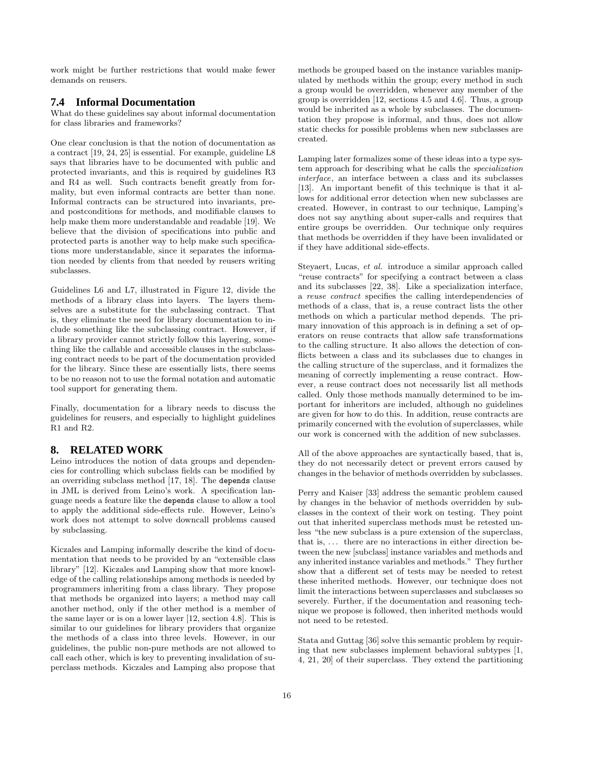work might be further restrictions that would make fewer demands on reusers.

### 7.4 Informal Documentation

What do these guidelines say about informal documentation for class libraries and frameworks?

One clear conclusion is that the notion of documentation as a contract [19, 24, 25] is essential. For example, guideline L8 says that libraries have to be documented with public and protected invariants, and this is required by guidelines R3 and R4 as well. Such contracts benefit greatly from formality, but even informal contracts are better than none. Informal contracts can be structured into invariants, pre- and postconditions for methods, and modifiable clauses to help make them more understandable and readable [19]. We believe that the division of specifications into public and protected parts is another way to help make such specifications more understandable, since it separates the information needed by clients from that needed by reusers writing subclasses.

Guidelines L6 and L7, illustrated in Figure 12, divide the methods of a library class into layers. The layers themselves are a substitute for the subclassing contract. That is, they eliminate the need for library documentation to include something like the subclassing contract. However, if a library provider cannot strictly follow this layering, something like the callable and accessible clauses in the subclassing contract needs to be part of the documentation provided for the library. Since these are essentially lists, there seems to be no reason not to use the formal notation and automatic tool support for generating them.

Finally, documentation for a library needs to discuss the guidelines for reusers, and especially to highlight guidelines R1 and R2.

## 8. RELATED WORK

Leino introduces the notion of data groups and dependencies for controlling which subclass fields can be modified by an overriding subclass method [17, 18]. The `depends` clause in JML is derived from Leino's work. A specification language needs a feature like the `depends` clause to allow a tool to apply the additional side-effects rule. However, Leino's work does not attempt to solve downcall problems caused by subclassing.

Kiczales and Lamping informally describe the kind of documentation that needs to be provided by an "extensible class library" [12]. Kiczales and Lamping show that more knowledge of the calling relationships among methods is needed by programmers inheriting from a class library. They propose that methods be organized into layers; a method may call another method, only if the other method is a member of the same layer or is on a lower layer [12, section 4.8]. This is similar to our guidelines for library providers that organize the methods of a class into three levels. However, in our guidelines, the public non-pure methods are not allowed to call each other, which is key to preventing invalidation of superclass methods. Kiczales and Lamping also propose that methods be grouped based on the instance variables manipulated by methods within the group; every method in such a group would be overridden, whenever any member of the group is overridden [12, sections 4.5 and 4.6]. Thus, a group would be inherited as a whole by subclasses. The documentation they propose is informal, and thus, does not allow static checks for possible problems when new subclasses are created.

Lamping later formalizes some of these ideas into a type system approach for describing what he calls the *specialization interface*, an interface between a class and its subclasses [13]. An important benefit of this technique is that it allows for additional error detection when new subclasses are created. However, in contrast to our technique, Lamping's does not say anything about super-calls and requires that entire groups be overridden. Our technique only requires that methods be overridden if they have been invalidated or if they have additional side-effects.

Steyaert, Lucas, *et al.* introduce a similar approach called "reuse contracts" for specifying a contract between a class and its subclasses [22, 38]. Like a specialization interface, a *reuse contract* specifies the calling interdependencies of methods of a class, that is, a reuse contract lists the other methods on which a particular method depends. The primary innovation of this approach is in defining a set of operators on reuse contracts that allow safe transformations to the calling structure. It also allows the detection of conflicts between a class and its subclasses due to changes in the calling structure of the superclass, and it formalizes the meaning of correctly implementing a reuse contract. However, a reuse contract does not necessarily list all methods called. Only those methods manually determined to be important for inheritors are included, although no guidelines are given for how to do this. In addition, reuse contracts are primarily concerned with the evolution of superclasses, while our work is concerned with the addition of new subclasses.

All of the above approaches are syntactically based, that is, they do not necessarily detect or prevent errors caused by changes in the behavior of methods overridden by subclasses.

Perry and Kaiser [33] address the semantic problem caused by changes in the behavior of methods overridden by subclasses in the context of their work on testing. They point out that inherited superclass methods must be retested unless "the new subclass is a pure extension of the superclass, that is, ... there are no interactions in either direction between the new [subclass] instance variables and methods and any inherited instance variables and methods." They further show that a different set of tests may be needed to retest these inherited methods. However, our technique does not limit the interactions between superclasses and subclasses so severely. Further, if the documentation and reasoning technique we propose is followed, then inherited methods would not need to be retested.

Stata and Guttag [36] solve this semantic problem by requiring that new subclasses implement behavioral subtypes [1, 4, 21, 20] of their superclass. They extend the partitioning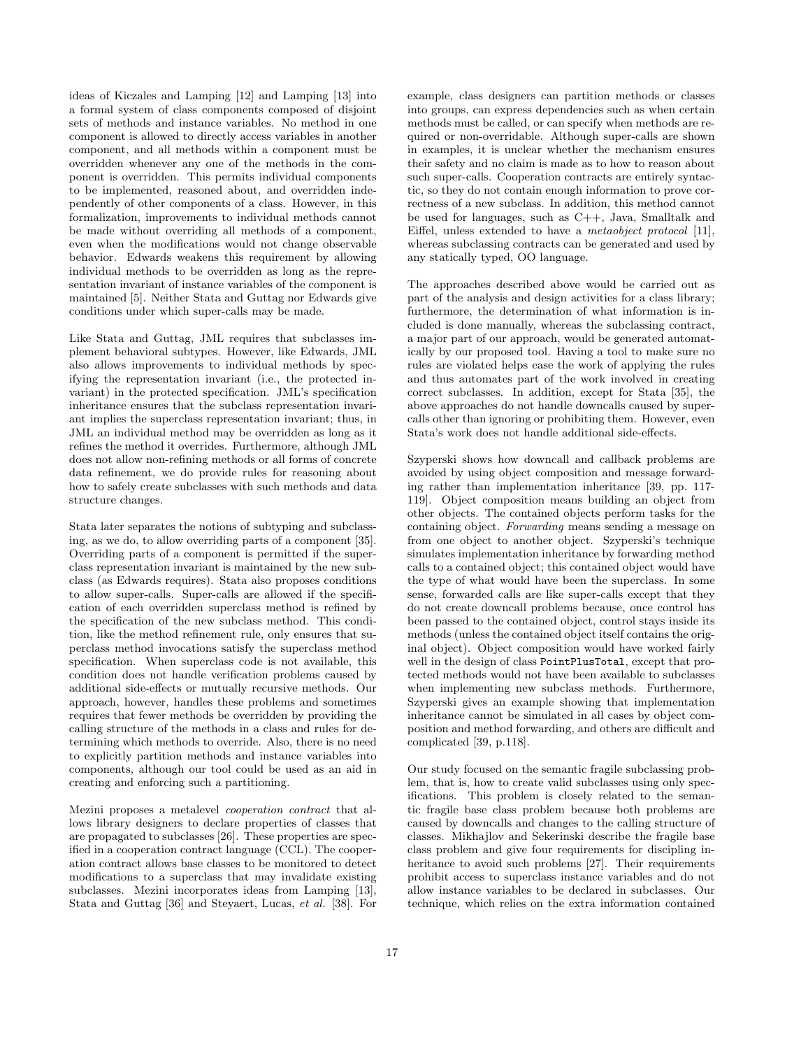ideas of Kiczales and Lamping [12] and Lamping [13] into a formal system of class components composed of disjoint sets of methods and instance variables. No method in one component is allowed to directly access variables in another component, and all methods within a component must be overridden whenever any one of the methods in the component is overridden. This permits individual components to be implemented, reasoned about, and overridden independently of other components of a class. However, in this formalization, improvements to individual methods cannot be made without overriding all methods of a component, even when the modifications would not change observable behavior. Edwards weakens this requirement by allowing individual methods to be overridden as long as the representation invariant of instance variables of the component is maintained [5]. Neither Stata and Guttag nor Edwards give conditions under which super-calls may be made.

Like Stata and Guttag, JML requires that subclasses implement behavioral subtypes. However, like Edwards, JML also allows improvements to individual methods by specifying the representation invariant (i.e., the protected invariant) in the protected specification. JML's specification inheritance ensures that the subclass representation invariant implies the superclass representation invariant; thus, in JML an individual method may be overridden as long as it refines the method it overrides. Furthermore, although JML does not allow non-refining methods or all forms of concrete data refinement, we do provide rules for reasoning about how to safely create subclasses with such methods and data structure changes.

Stata later separates the notions of subtyping and subclassing, as we do, to allow overriding parts of a component [35]. Overriding parts of a component is permitted if the superclass representation invariant is maintained by the new subclass (as Edwards requires). Stata also proposes conditions to allow super-calls. Super-calls are allowed if the specification of each overridden superclass method is refined by the specification of the new subclass method. This condition, like the method refinement rule, only ensures that superclass method invocations satisfy the superclass method specification. When superclass code is not available, this condition does not handle verification problems caused by additional side-effects or mutually recursive methods. Our approach, however, handles these problems and sometimes requires that fewer methods be overridden by providing the calling structure of the methods in a class and rules for determining which methods to override. Also, there is no need to explicitly partition methods and instance variables into components, although our tool could be used as an aid in creating and enforcing such a partitioning.

Mezini proposes a metalevel *cooperation contract* that allows library designers to declare properties of classes that are propagated to subclasses [26]. These properties are specified in a cooperation contract language (CCL). The cooperation contract allows base classes to be monitored to detect modifications to a superclass that may invalidate existing subclasses. Mezini incorporates ideas from Lamping [13], Stata and Guttag [36] and Steyaert, Lucas, *et al.* [38]. For example, class designers can partition methods or classes into groups, can express dependencies such as when certain methods must be called, or can specify when methods are required or non-overridable. Although super-calls are shown in examples, it is unclear whether the mechanism ensures their safety and no claim is made as to how to reason about such super-calls. Cooperation contracts are entirely syntactic, so they do not contain enough information to prove correctness of a new subclass. In addition, this method cannot be used for languages, such as C++, Java, Smalltalk and Eiffel, unless extended to have a *metaobject protocol* [11], whereas subclassing contracts can be generated and used by any statically typed, OO language.

The approaches described above would be carried out as part of the analysis and design activities for a class library; furthermore, the determination of what information is included is done manually, whereas the subclassing contract, a major part of our approach, would be generated automatically by our proposed tool. Having a tool to make sure no rules are violated helps ease the work of applying the rules and thus automates part of the work involved in creating correct subclasses. In addition, except for Stata [35], the above approaches do not handle downcalls caused by supercalls other than ignoring or prohibiting them. However, even Stata's work does not handle additional side-effects.

Szyperski shows how downcall and callback problems are avoided by using object composition and message forwarding rather than implementation inheritance [39, pp. 117-119]. Object composition means building an object from other objects. The contained objects perform tasks for the containing object. *Forwarding* means sending a message on from one object to another object. Szyperski's technique simulates implementation inheritance by forwarding method calls to a contained object; this contained object would have the type of what would have been the superclass. In some sense, forwarded calls are like super-calls except that they do not create downcall problems because, once control has been passed to the contained object, control stays inside its methods (unless the contained object itself contains the original object). Object composition would have worked fairly well in the design of class `PointPlusTotal`, except that protected methods would not have been available to subclasses when implementing new subclass methods. Furthermore, Szyperski gives an example showing that implementation inheritance cannot be simulated in all cases by object composition and method forwarding, and others are difficult and complicated [39, p.118].

Our study focused on the semantic fragile subclassing problem, that is, how to create valid subclasses using only specifications. This problem is closely related to the semantic fragile base class problem because both problems are caused by downcalls and changes to the calling structure of classes. Mikhajlov and Sekerinski describe the fragile base class problem and give four requirements for discipling inheritance to avoid such problems [27]. Their requirements prohibit access to superclass instance variables and do not allow instance variables to be declared in subclasses. Our technique, which relies on the extra information contained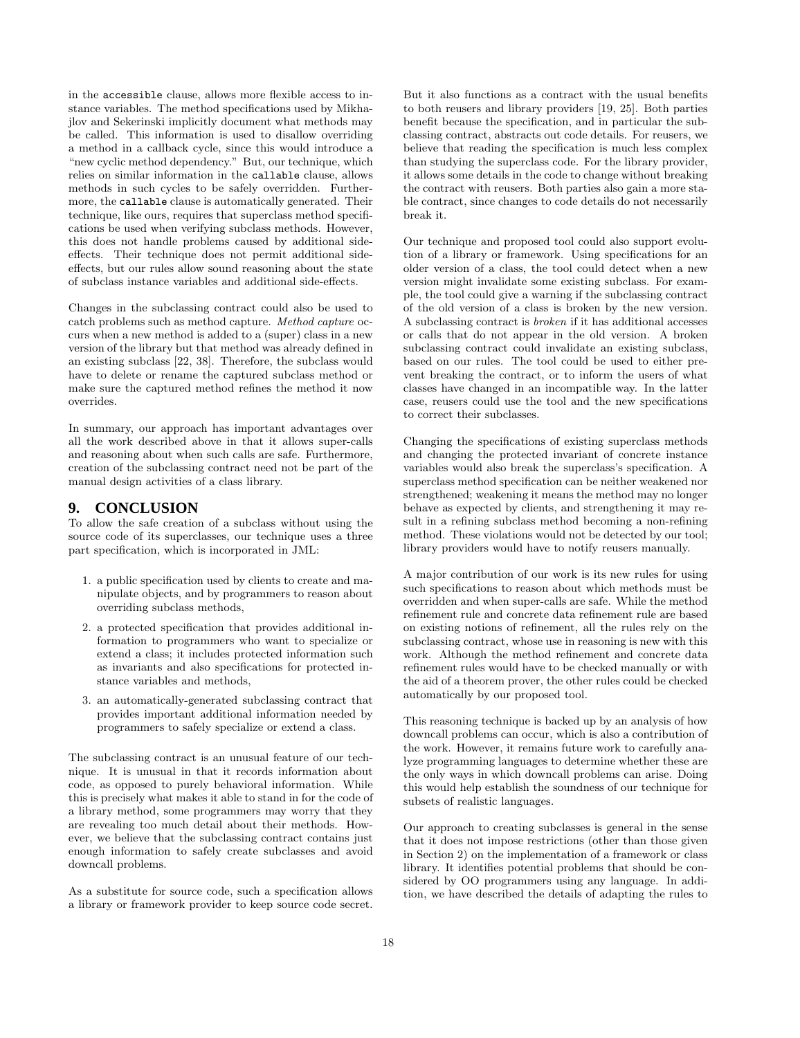in the `accessible` clause, allows more flexible access to instance variables. The method specifications used by Mikhajlov and Sekerinski implicitly document what methods may be called. This information is used to disallow overriding a method in a callback cycle, since this would introduce a "new cyclic method dependency." But, our technique, which relies on similar information in the `callable` clause, allows methods in such cycles to be safely overridden. Furthermore, the `callable` clause is automatically generated. Their technique, like ours, requires that superclass method specifications be used when verifying subclass methods. However, this does not handle problems caused by additional side-effects. Their technique does not permit additional side-effects, but our rules allow sound reasoning about the state of subclass instance variables and additional side-effects.

Changes in the subclassing contract could also be used to catch problems such as method capture. *Method capture* occurs when a new method is added to a (super) class in a new version of the library but that method was already defined in an existing subclass [22, 38]. Therefore, the subclass would have to delete or rename the captured subclass method or make sure the captured method refines the method it now overrides.

In summary, our approach has important advantages over all the work described above in that it allows super-calls and reasoning about when such calls are safe. Furthermore, creation of the subclassing contract need not be part of the manual design activities of a class library.

## 9. CONCLUSION

To allow the safe creation of a subclass without using the source code of its superclasses, our technique uses a three part specification, which is incorporated in JML:

1. a public specification used by clients to create and manipulate objects, and by programmers to reason about overriding subclass methods,
2. a protected specification that provides additional information to programmers who want to specialize or extend a class; it includes protected information such as invariants and also specifications for protected instance variables and methods,
3. an automatically-generated subclassing contract that provides important additional information needed by programmers to safely specialize or extend a class.

The subclassing contract is an unusual feature of our technique. It is unusual in that it records information about code, as opposed to purely behavioral information. While this is precisely what makes it able to stand in for the code of a library method, some programmers may worry that they are revealing too much detail about their methods. However, we believe that the subclassing contract contains just enough information to safely create subclasses and avoid downcall problems.

As a substitute for source code, such a specification allows a library or framework provider to keep source code secret. But it also functions as a contract with the usual benefits to both reusers and library providers [19, 25]. Both parties benefit because the specification, and in particular the subclassing contract, abstracts out code details. For reusers, we believe that reading the specification is much less complex than studying the superclass code. For the library provider, it allows some details in the code to change without breaking the contract with reusers. Both parties also gain a more stable contract, since changes to code details do not necessarily break it.

Our technique and proposed tool could also support evolution of a library or framework. Using specifications for an older version of a class, the tool could detect when a new version might invalidate some existing subclass. For example, the tool could give a warning if the subclassing contract of the old version of a class is broken by the new version. A subclassing contract is *broken* if it has additional accesses or calls that do not appear in the old version. A broken subclassing contract could invalidate an existing subclass, based on our rules. The tool could be used to either prevent breaking the contract, or to inform the users of what classes have changed in an incompatible way. In the latter case, reusers could use the tool and the new specifications to correct their subclasses.

Changing the specifications of existing superclass methods and changing the protected invariant of concrete instance variables would also break the superclass's specification. A superclass method specification can be neither weakened nor strengthened; weakening it means the method may no longer behave as expected by clients, and strengthening it may result in a refining subclass method becoming a non-refining method. These violations would not be detected by our tool; library providers would have to notify reusers manually.

A major contribution of our work is its new rules for using such specifications to reason about which methods must be overridden and when super-calls are safe. While the method refinement rule and concrete data refinement rule are based on existing notions of refinement, all the rules rely on the subclassing contract, whose use in reasoning is new with this work. Although the method refinement and concrete data refinement rules would have to be checked manually or with the aid of a theorem prover, the other rules could be checked automatically by our proposed tool.

This reasoning technique is backed up by an analysis of how downcall problems can occur, which is also a contribution of the work. However, it remains future work to carefully analyze programming languages to determine whether these are the only ways in which downcall problems can arise. Doing this would help establish the soundness of our technique for subsets of realistic languages.

Our approach to creating subclasses is general in the sense that it does not impose restrictions (other than those given in Section 2) on the implementation of a framework or class library. It identifies potential problems that should be considered by OO programmers using any language. In addition, we have described the details of adapting the rules to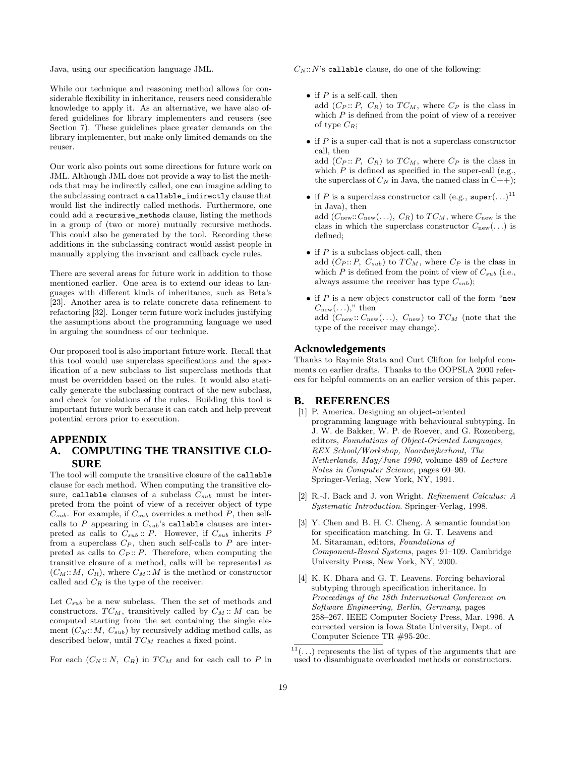Java, using our specification language JML.

While our technique and reasoning method allows for considerable flexibility in inheritance, reusers need considerable knowledge to apply it. As an alternative, we have also offered guidelines for library implementers and reusers (see Section 7). These guidelines place greater demands on the library implementer, but make only limited demands on the reuser.

Our work also points out some directions for future work on JML. Although JML does not provide a way to list the methods that may be indirectly called, one can imagine adding to the subclassing contract a `callable_indirectly` clause that would list the indirectly called methods. Furthermore, one could add a `recursive_methods` clause, listing the methods in a group of (two or more) mutually recursive methods. This could also be generated by the tool. Recording these additions in the subclassing contract would assist people in manually applying the invariant and callback cycle rules.

There are several areas for future work in addition to those mentioned earlier. One area is to extend our ideas to languages with different kinds of inheritance, such as Beta's [23]. Another area is to relate concrete data refinement to refactoring [32]. Longer term future work includes justifying the assumptions about the programming language we used in arguing the soundness of our technique.

Our proposed tool is also important future work. Recall that this tool would use superclass specifications and the specification of a new subclass to list superclass methods that must be overridden based on the rules. It would also statically generate the subclassing contract of the new subclass, and check for violations of the rules. Building this tool is important future work because it can catch and help prevent potential errors prior to execution.

# APPENDIX

## A. COMPUTING THE TRANSITIVE CLOSURE

The tool will compute the transitive closure of the `callable` clause for each method. When computing the transitive closure, `callable` clauses of a subclass $C_{sub}$ must be interpreted from the point of view of a receiver object of type $C_{sub}$. For example, if $C_{sub}$ overrides a method $P$, then self-calls to $P$ appearing in $C_{sub}$'s `callable` clauses are interpreted as calls to $C_{sub} :: P$. However, if $C_{sub}$ inherits $P$ from a superclass $C_P$, then such self-calls to $P$ are interpreted as calls to $C_P :: P$. Therefore, when computing the transitive closure of a method, calls will be represented as $(C_M :: M,\ C_R)$, where $C_M :: M$ is the method or constructor called and $C_R$ is the type of the receiver.

Let $C_{sub}$ be a new subclass. Then the set of methods and constructors, $TC_M$, transitively called by $C_M :: M$ can be computed starting from the set containing the single element $(C_M :: M,\ C_{sub})$ by recursively adding method calls, as described below, until $TC_M$ reaches a fixed point.

For each $(C_N :: N,\ C_R)$ in $TC_M$ and for each call to $P$ in $C_N :: N$'s `callable` clause, do one of the following:

- if $P$ is a self-call, then
  add $(C_P :: P,\ C_R)$ to $TC_M$, where $C_P$ is the class in which $P$ is defined from the point of view of a receiver of type $C_R$;
- if $P$ is a super-call that is not a superclass constructor call, then
  add $(C_P :: P,\ C_R)$ to $TC_M$, where $C_P$ is the class in which $P$ is defined as specified in the super-call (e.g., the superclass of $C_N$ in Java, the named class in C++);
- if $P$ is a superclass constructor call (e.g., `super(...)`[11] in Java), then
  add $(C_{\text{new}} :: C_{\text{new}}(\ldots),\ C_R)$ to $TC_M$, where $C_{\text{new}}$ is the class in which the superclass constructor $C_{\text{new}}(\ldots)$ is defined;
- if $P$ is a subclass object-call, then
  add $(C_P :: P,\ C_{sub})$ to $TC_M$, where $C_P$ is the class in which $P$ is defined from the point of view of $C_{sub}$ (i.e., always assume the receiver has type $C_{sub}$);
- if $P$ is a new object constructor call of the form "`new` $C_{\text{new}}(\ldots)$," then
  add $(C_{\text{new}} :: C_{\text{new}}(\ldots),\ C_{\text{new}})$ to $TC_M$ (note that the type of the receiver may change).

## Acknowledgements

Thanks to Raymie Stata and Curt Clifton for helpful comments on earlier drafts. Thanks to the OOPSLA 2000 referees for helpful comments on an earlier version of this paper.

## B. REFERENCES

[1] P. America. Designing an object-oriented programming language with behavioural subtyping. In J. W. de Bakker, W. P. de Roever, and G. Rozenberg, editors, *Foundations of Object-Oriented Languages, REX School/Workshop, Noordwijkerhout, The Netherlands, May/June 1990*, volume 489 of *Lecture Notes in Computer Science*, pages 60–90. Springer-Verlag, New York, NY, 1991.

[2] R.-J. Back and J. von Wright. *Refinement Calculus: A Systematic Introduction*. Springer-Verlag, 1998.

[3] Y. Chen and B. H. C. Cheng. A semantic foundation for specification matching. In G. T. Leavens and M. Sitaraman, editors, *Foundations of Component-Based Systems*, pages 91–109. Cambridge University Press, New York, NY, 2000.

[4] K. K. Dhara and G. T. Leavens. Forcing behavioral subtyping through specification inheritance. In *Proceedings of the 18th International Conference on Software Engineering, Berlin, Germany*, pages 258–267. IEEE Computer Society Press, Mar. 1996. A corrected version is Iowa State University, Dept. of Computer Science TR #95-20c.

[11] (...) represents the list of types of the arguments that are used to disambiguate overloaded methods or constructors.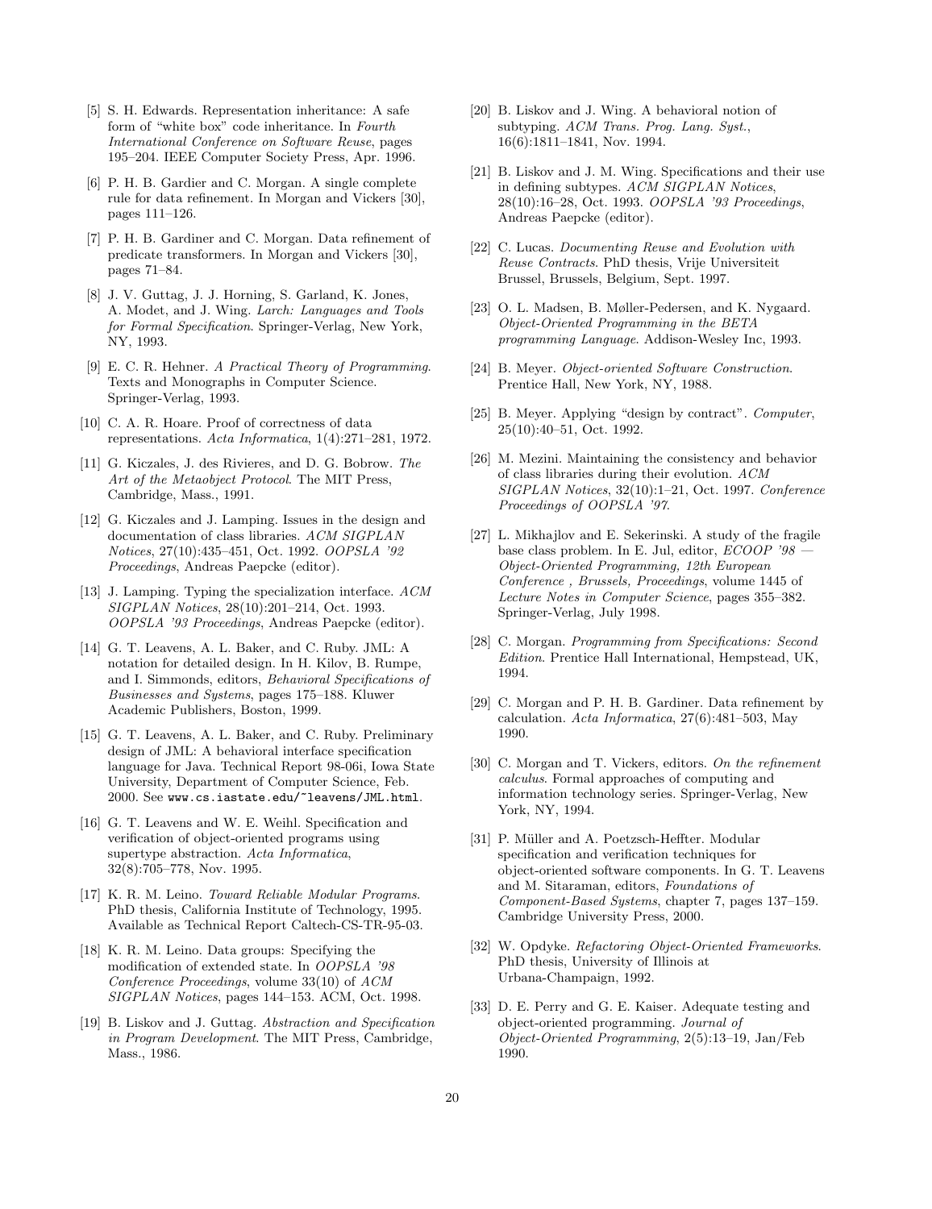[5] S. H. Edwards. Representation inheritance: A safe form of "white box" code inheritance. In *Fourth International Conference on Software Reuse*, pages 195–204. IEEE Computer Society Press, Apr. 1996.

[6] P. H. B. Gardier and C. Morgan. A single complete rule for data refinement. In Morgan and Vickers [30], pages 111–126.

[7] P. H. B. Gardiner and C. Morgan. Data refinement of predicate transformers. In Morgan and Vickers [30], pages 71–84.

[8] J. V. Guttag, J. J. Horning, S. Garland, K. Jones, A. Modet, and J. Wing. *Larch: Languages and Tools for Formal Specification*. Springer-Verlag, New York, NY, 1993.

[9] E. C. R. Hehner. *A Practical Theory of Programming*. Texts and Monographs in Computer Science. Springer-Verlag, 1993.

[10] C. A. R. Hoare. Proof of correctness of data representations. *Acta Informatica*, 1(4):271–281, 1972.

[11] G. Kiczales, J. des Rivieres, and D. G. Bobrow. *The Art of the Metaobject Protocol*. The MIT Press, Cambridge, Mass., 1991.

[12] G. Kiczales and J. Lamping. Issues in the design and documentation of class libraries. *ACM SIGPLAN Notices*, 27(10):435–451, Oct. 1992. *OOPSLA '92 Proceedings*, Andreas Paepcke (editor).

[13] J. Lamping. Typing the specialization interface. *ACM SIGPLAN Notices*, 28(10):201–214, Oct. 1993. *OOPSLA '93 Proceedings*, Andreas Paepcke (editor).

[14] G. T. Leavens, A. L. Baker, and C. Ruby. JML: A notation for detailed design. In H. Kilov, B. Rumpe, and I. Simmonds, editors, *Behavioral Specifications of Businesses and Systems*, pages 175–188. Kluwer Academic Publishers, Boston, 1999.

[15] G. T. Leavens, A. L. Baker, and C. Ruby. Preliminary design of JML: A behavioral interface specification language for Java. Technical Report 98-06i, Iowa State University, Department of Computer Science, Feb. 2000. See `www.cs.iastate.edu/~leavens/JML.html`.

[16] G. T. Leavens and W. E. Weihl. Specification and verification of object-oriented programs using supertype abstraction. *Acta Informatica*, 32(8):705–778, Nov. 1995.

[17] K. R. M. Leino. *Toward Reliable Modular Programs*. PhD thesis, California Institute of Technology, 1995. Available as Technical Report Caltech-CS-TR-95-03.

[18] K. R. M. Leino. Data groups: Specifying the modification of extended state. In *OOPSLA '98 Conference Proceedings*, volume 33(10) of *ACM SIGPLAN Notices*, pages 144–153. ACM, Oct. 1998.

[19] B. Liskov and J. Guttag. *Abstraction and Specification in Program Development*. The MIT Press, Cambridge, Mass., 1986.

[20] B. Liskov and J. Wing. A behavioral notion of subtyping. *ACM Trans. Prog. Lang. Syst.*, 16(6):1811–1841, Nov. 1994.

[21] B. Liskov and J. M. Wing. Specifications and their use in defining subtypes. *ACM SIGPLAN Notices*, 28(10):16–28, Oct. 1993. *OOPSLA '93 Proceedings*, Andreas Paepcke (editor).

[22] C. Lucas. *Documenting Reuse and Evolution with Reuse Contracts*. PhD thesis, Vrije Universiteit Brussel, Brussels, Belgium, Sept. 1997.

[23] O. L. Madsen, B. Møller-Pedersen, and K. Nygaard. *Object-Oriented Programming in the BETA programming Language*. Addison-Wesley Inc, 1993.

[24] B. Meyer. *Object-oriented Software Construction*. Prentice Hall, New York, NY, 1988.

[25] B. Meyer. Applying "design by contract". *Computer*, 25(10):40–51, Oct. 1992.

[26] M. Mezini. Maintaining the consistency and behavior of class libraries during their evolution. *ACM SIGPLAN Notices*, 32(10):1–21, Oct. 1997. *Conference Proceedings of OOPSLA '97*.

[27] L. Mikhajlov and E. Sekerinski. A study of the fragile base class problem. In E. Jul, editor, *ECOOP '98 — Object-Oriented Programming, 12th European Conference , Brussels, Proceedings*, volume 1445 of *Lecture Notes in Computer Science*, pages 355–382. Springer-Verlag, July 1998.

[28] C. Morgan. *Programming from Specifications: Second Edition*. Prentice Hall International, Hempstead, UK, 1994.

[29] C. Morgan and P. H. B. Gardiner. Data refinement by calculation. *Acta Informatica*, 27(6):481–503, May 1990.

[30] C. Morgan and T. Vickers, editors. *On the refinement calculus*. Formal approaches of computing and information technology series. Springer-Verlag, New York, NY, 1994.

[31] P. Müller and A. Poetzsch-Heffter. Modular specification and verification techniques for object-oriented software components. In G. T. Leavens and M. Sitaraman, editors, *Foundations of Component-Based Systems*, chapter 7, pages 137–159. Cambridge University Press, 2000.

[32] W. Opdyke. *Refactoring Object-Oriented Frameworks*. PhD thesis, University of Illinois at Urbana-Champaign, 1992.

[33] D. E. Perry and G. E. Kaiser. Adequate testing and object-oriented programming. *Journal of Object-Oriented Programming*, 2(5):13–19, Jan/Feb 1990.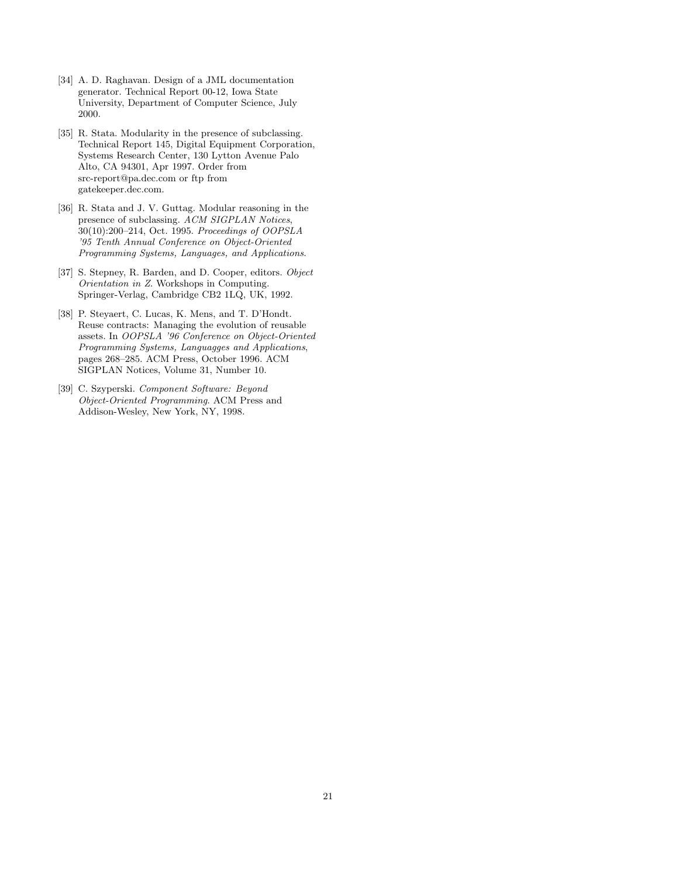[34] A. D. Raghavan. Design of a JML documentation generator. Technical Report 00-12, Iowa State University, Department of Computer Science, July 2000.

[35] R. Stata. Modularity in the presence of subclassing. Technical Report 145, Digital Equipment Corporation, Systems Research Center, 130 Lytton Avenue Palo Alto, CA 94301, Apr 1997. Order from src-report@pa.dec.com or ftp from gatekeeper.dec.com.

[36] R. Stata and J. V. Guttag. Modular reasoning in the presence of subclassing. *ACM SIGPLAN Notices*, 30(10):200–214, Oct. 1995. *Proceedings of OOPSLA '95 Tenth Annual Conference on Object-Oriented Programming Systems, Languages, and Applications*.

[37] S. Stepney, R. Barden, and D. Cooper, editors. *Object Orientation in Z*. Workshops in Computing. Springer-Verlag, Cambridge CB2 1LQ, UK, 1992.

[38] P. Steyaert, C. Lucas, K. Mens, and T. D'Hondt. Reuse contracts: Managing the evolution of reusable assets. In *OOPSLA '96 Conference on Object-Oriented Programming Systems, Languagges and Applications*, pages 268–285. ACM Press, October 1996. ACM SIGPLAN Notices, Volume 31, Number 10.

[39] C. Szyperski. *Component Software: Beyond Object-Oriented Programming*. ACM Press and Addison-Wesley, New York, NY, 1998.